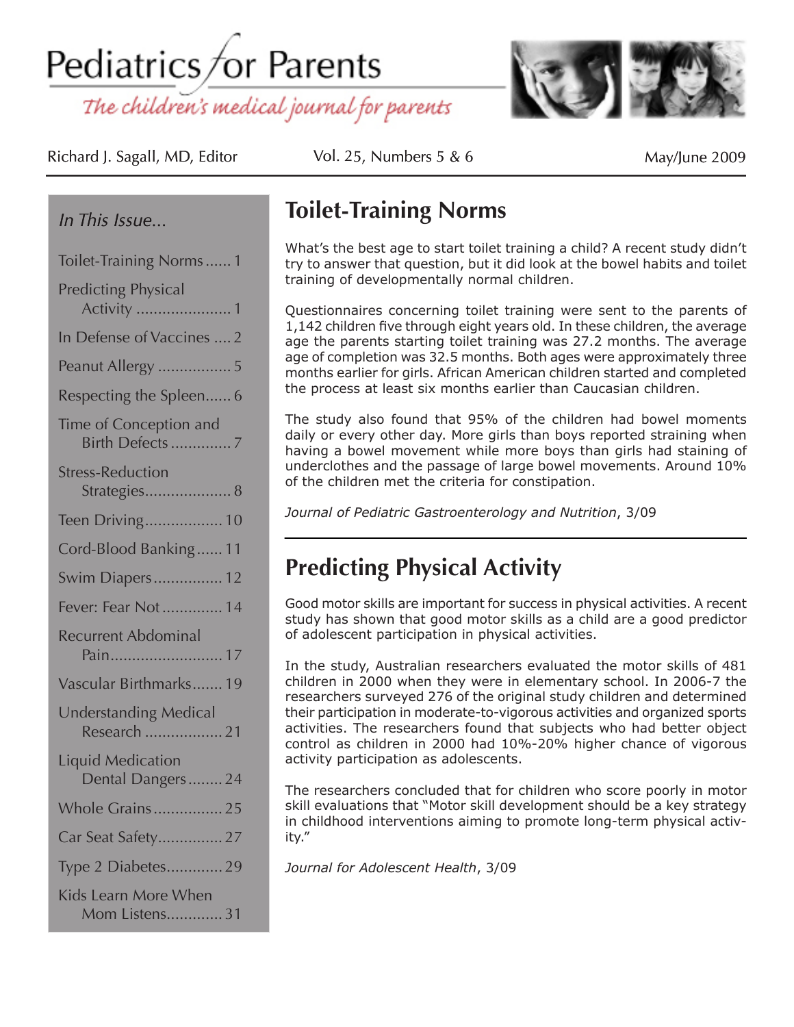# Pediatrics for Parents

*The children's medical journal for parents*

Richard J. Sagall, MD, Editor | Vol. 25, Numbers 5 & 6 | May/June 2009

*In This Issue...*

- Toilet-Training Norms ...... 1
- Predicting Physical Activity ...................... 1
- In Defense of Vaccines .... 2
- Peanut Allergy ................. 5
- Respecting the Spleen...... 6
- Time of Conception and Birth Defects .............. 7
- Stress-Reduction Strategies.................... 8
- Teen Driving.................. 10
- Cord-Blood Banking...... 11
- Swim Diapers................ 12
- Fever: Fear Not .............. 14
- Recurrent Abdominal Pain.......................... 17
- Vascular Birthmarks....... 19
- Understanding Medical Research .................. 21
- Liquid Medication Dental Dangers........ 24
- Whole Grains................ 25
- Car Seat Safety............... 27
- Type 2 Diabetes............. 29
- Kids Learn More When Mom Listens............. 31

## Toilet-Training Norms

What's the best age to start toilet training a child? A recent study didn't try to answer that question, but it did look at the bowel habits and toilet training of developmentally normal children.

Questionnaires concerning toilet training were sent to the parents of 1,142 children five through eight years old. In these children, the average age the parents starting toilet training was 27.2 months. The average age of completion was 32.5 months. Both ages were approximately three months earlier for girls. African American children started and completed the process at least six months earlier than Caucasian children.

The study also found that 95% of the children had bowel moments daily or every other day. More girls than boys reported straining when having a bowel movement while more boys than girls had staining of underclothes and the passage of large bowel movements. Around 10% of the children met the criteria for constipation.

*Journal of Pediatric Gastroenterology and Nutrition*, 3/09

## Predicting Physical Activity

Good motor skills are important for success in physical activities. A recent study has shown that good motor skills as a child are a good predictor of adolescent participation in physical activities.

In the study, Australian researchers evaluated the motor skills of 481 children in 2000 when they were in elementary school. In 2006-7 the researchers surveyed 276 of the original study children and determined their participation in moderate-to-vigorous activities and organized sports activities. The researchers found that subjects who had better object control as children in 2000 had 10%-20% higher chance of vigorous activity participation as adolescents.

The researchers concluded that for children who score poorly in motor skill evaluations that "Motor skill development should be a key strategy in childhood interventions aiming to promote long-term physical activity."

*Journal for Adolescent Health*, 3/09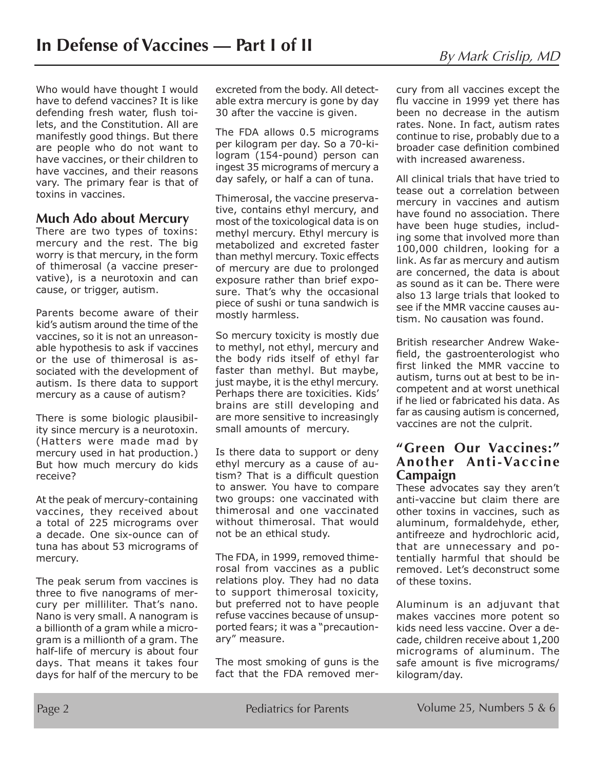# In Defense of Vaccines — Part I of II

*By Mark Crislip, MD*

Who would have thought I would have to defend vaccines? It is like defending fresh water, flush toilets, and the Constitution. All are manifestly good things. But there are people who do not want to have vaccines, or their children to have vaccines, and their reasons vary. The primary fear is that of toxins in vaccines.

## Much Ado about Mercury

There are two types of toxins: mercury and the rest. The big worry is that mercury, in the form of thimerosal (a vaccine preservative), is a neurotoxin and can cause, or trigger, autism.

Parents become aware of their kid's autism around the time of the vaccines, so it is not an unreasonable hypothesis to ask if vaccines or the use of thimerosal is associated with the development of autism. Is there data to support mercury as a cause of autism?

There is some biologic plausibility since mercury is a neurotoxin. (Hatters were made mad by mercury used in hat production.) But how much mercury do kids receive?

At the peak of mercury-containing vaccines, they received about a total of 225 micrograms over a decade. One six-ounce can of tuna has about 53 micrograms of mercury.

The peak serum from vaccines is three to five nanograms of mercury per milliliter. That's nano. Nano is very small. A nanogram is a billionth of a gram while a microgram is a millionth of a gram. The half-life of mercury is about four days. That means it takes four days for half of the mercury to be excreted from the body. All detectable extra mercury is gone by day 30 after the vaccine is given.

The FDA allows 0.5 micrograms per kilogram per day. So a 70-kilogram (154-pound) person can ingest 35 micrograms of mercury a day safely, or half a can of tuna.

Thimerosal, the vaccine preservative, contains ethyl mercury, and most of the toxicological data is on methyl mercury. Ethyl mercury is metabolized and excreted faster than methyl mercury. Toxic effects of mercury are due to prolonged exposure rather than brief exposure. That's why the occasional piece of sushi or tuna sandwich is mostly harmless.

So mercury toxicity is mostly due to methyl, not ethyl, mercury and the body rids itself of ethyl far faster than methyl. But maybe, just maybe, it is the ethyl mercury. Perhaps there are toxicities. Kids' brains are still developing and are more sensitive to increasingly small amounts of mercury.

Is there data to support or deny ethyl mercury as a cause of autism? That is a difficult question to answer. You have to compare two groups: one vaccinated with thimerosal and one vaccinated without thimerosal. That would not be an ethical study.

The FDA, in 1999, removed thimerosal from vaccines as a public relations ploy. They had no data to support thimerosal toxicity, but preferred not to have people refuse vaccines because of unsupported fears; it was a "precautionary" measure.

The most smoking of guns is the fact that the FDA removed mercury from all vaccines except the flu vaccine in 1999 yet there has been no decrease in the autism rates. None. In fact, autism rates continue to rise, probably due to a broader case definition combined with increased awareness.

All clinical trials that have tried to tease out a correlation between mercury in vaccines and autism have found no association. There have been huge studies, including some that involved more than 100,000 children, looking for a link. As far as mercury and autism are concerned, the data is about as sound as it can be. There were also 13 large trials that looked to see if the MMR vaccine causes autism. No causation was found.

British researcher Andrew Wakefield, the gastroenterologist who first linked the MMR vaccine to autism, turns out at best to be incompetent and at worst unethical if he lied or fabricated his data. As far as causing autism is concerned, vaccines are not the culprit.

## "Green Our Vaccines:" Another Anti-Vaccine Campaign

These advocates say they aren't anti-vaccine but claim there are other toxins in vaccines, such as aluminum, formaldehyde, ether, antifreeze and hydrochloric acid, that are unnecessary and potentially harmful that should be removed. Let's deconstruct some of these toxins.

Aluminum is an adjuvant that makes vaccines more potent so kids need less vaccine. Over a decade, children receive about 1,200 micrograms of aluminum. The safe amount is five micrograms/kilogram/day.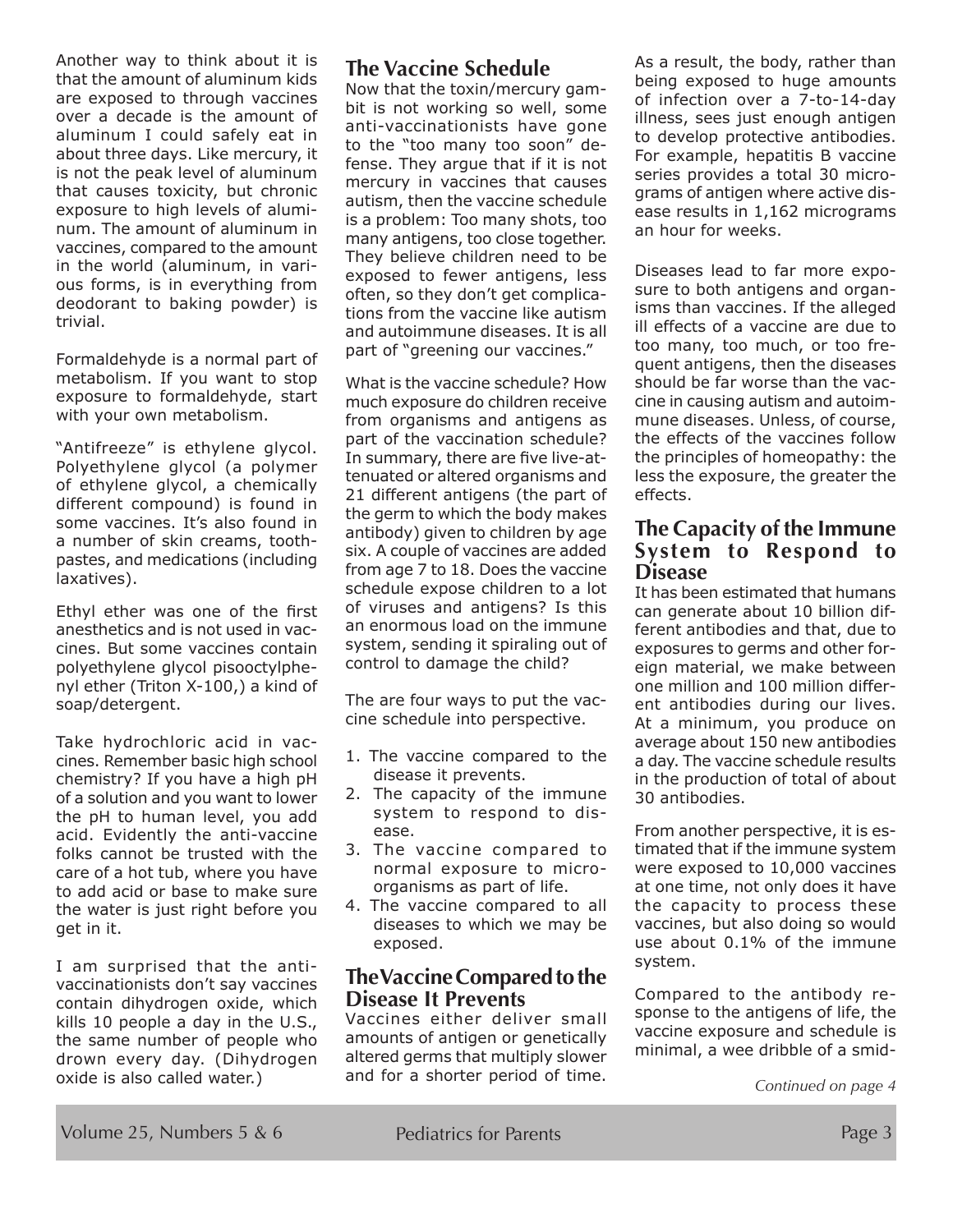Another way to think about it is that the amount of aluminum kids are exposed to through vaccines over a decade is the amount of aluminum I could safely eat in about three days. Like mercury, it is not the peak level of aluminum that causes toxicity, but chronic exposure to high levels of aluminum. The amount of aluminum in vaccines, compared to the amount in the world (aluminum, in various forms, is in everything from deodorant to baking powder) is trivial.

Formaldehyde is a normal part of metabolism. If you want to stop exposure to formaldehyde, start with your own metabolism.

"Antifreeze" is ethylene glycol. Polyethylene glycol (a polymer of ethylene glycol, a chemically different compound) is found in some vaccines. It's also found in a number of skin creams, toothpastes, and medications (including laxatives).

Ethyl ether was one of the first anesthetics and is not used in vaccines. But some vaccines contain polyethylene glycol pisooctylphenyl ether (Triton X-100,) a kind of soap/detergent.

Take hydrochloric acid in vaccines. Remember basic high school chemistry? If you have a high pH of a solution and you want to lower the pH to human level, you add acid. Evidently the anti-vaccine folks cannot be trusted with the care of a hot tub, where you have to add acid or base to make sure the water is just right before you get in it.

I am surprised that the anti-vaccinationists don't say vaccines contain dihydrogen oxide, which kills 10 people a day in the U.S., the same number of people who drown every day. (Dihydrogen oxide is also called water.)

## The Vaccine Schedule

Now that the toxin/mercury gambit is not working so well, some anti-vaccinationists have gone to the "too many too soon" defense. They argue that if it is not mercury in vaccines that causes autism, then the vaccine schedule is a problem: Too many shots, too many antigens, too close together. They believe children need to be exposed to fewer antigens, less often, so they don't get complications from the vaccine like autism and autoimmune diseases. It is all part of "greening our vaccines."

What is the vaccine schedule? How much exposure do children receive from organisms and antigens as part of the vaccination schedule? In summary, there are five live-attenuated or altered organisms and 21 different antigens (the part of the germ to which the body makes antibody) given to children by age six. A couple of vaccines are added from age 7 to 18. Does the vaccine schedule expose children to a lot of viruses and antigens? Is this an enormous load on the immune system, sending it spiraling out of control to damage the child?

The are four ways to put the vaccine schedule into perspective.

1. The vaccine compared to the disease it prevents.
2. The capacity of the immune system to respond to disease.
3. The vaccine compared to normal exposure to microorganisms as part of life.
4. The vaccine compared to all diseases to which we may be exposed.

## The Vaccine Compared to the Disease It Prevents

Vaccines either deliver small amounts of antigen or genetically altered germs that multiply slower and for a shorter period of time. As a result, the body, rather than being exposed to huge amounts of infection over a 7-to-14-day illness, sees just enough antigen to develop protective antibodies. For example, hepatitis B vaccine series provides a total 30 micrograms of antigen where active disease results in 1,162 micrograms an hour for weeks.

Diseases lead to far more exposure to both antigens and organisms than vaccines. If the alleged ill effects of a vaccine are due to too many, too much, or too frequent antigens, then the diseases should be far worse than the vaccine in causing autism and autoimmune diseases. Unless, of course, the effects of the vaccines follow the principles of homeopathy: the less the exposure, the greater the effects.

## The Capacity of the Immune System to Respond to Disease

It has been estimated that humans can generate about 10 billion different antibodies and that, due to exposures to germs and other foreign material, we make between one million and 100 million different antibodies during our lives. At a minimum, you produce on average about 150 new antibodies a day. The vaccine schedule results in the production of total of about 30 antibodies.

From another perspective, it is estimated that if the immune system were exposed to 10,000 vaccines at one time, not only does it have the capacity to process these vaccines, but also doing so would use about 0.1% of the immune system.

Compared to the antibody response to the antigens of life, the vaccine exposure and schedule is minimal, a wee dribble of a smid-

*Continued on page 4*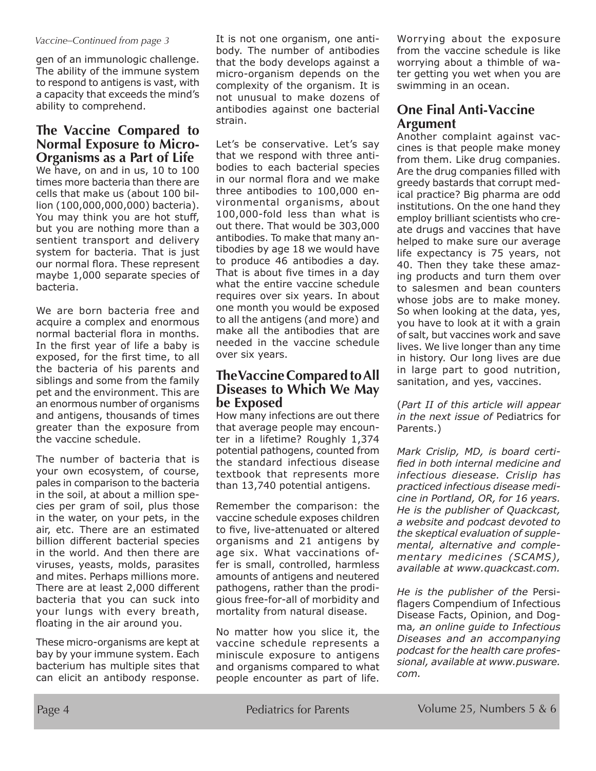*Vaccine–Continued from page 3*

gen of an immunologic challenge. The ability of the immune system to respond to antigens is vast, with a capacity that exceeds the mind's ability to comprehend.

## The Vaccine Compared to Normal Exposure to Micro-Organisms as a Part of Life

We have, on and in us, 10 to 100 times more bacteria than there are cells that make us (about 100 billion (100,000,000,000) bacteria). You may think you are hot stuff, but you are nothing more than a sentient transport and delivery system for bacteria. That is just our normal flora. These represent maybe 1,000 separate species of bacteria.

We are born bacteria free and acquire a complex and enormous normal bacterial flora in months. In the first year of life a baby is exposed, for the first time, to all the bacteria of his parents and siblings and some from the family pet and the environment. This are an enormous number of organisms and antigens, thousands of times greater than the exposure from the vaccine schedule.

The number of bacteria that is your own ecosystem, of course, pales in comparison to the bacteria in the soil, at about a million species per gram of soil, plus those in the water, on your pets, in the air, etc. There are an estimated billion different bacterial species in the world. And then there are viruses, yeasts, molds, parasites and mites. Perhaps millions more. There are at least 2,000 different bacteria that you can suck into your lungs with every breath, floating in the air around you.

These micro-organisms are kept at bay by your immune system. Each bacterium has multiple sites that can elicit an antibody response. It is not one organism, one antibody. The number of antibodies that the body develops against a micro-organism depends on the complexity of the organism. It is not unusual to make dozens of antibodies against one bacterial strain.

Let's be conservative. Let's say that we respond with three antibodies to each bacterial species in our normal flora and we make three antibodies to 100,000 environmental organisms, about 100,000-fold less than what is out there. That would be 303,000 antibodies. To make that many antibodies by age 18 we would have to produce 46 antibodies a day. That is about five times in a day what the entire vaccine schedule requires over six years. In about one month you would be exposed to all the antigens (and more) and make all the antibodies that are needed in the vaccine schedule over six years.

## The Vaccine Compared to All Diseases to Which We May be Exposed

How many infections are out there that average people may encounter in a lifetime? Roughly 1,374 potential pathogens, counted from the standard infectious disease textbook that represents more than 13,740 potential antigens.

Remember the comparison: the vaccine schedule exposes children to five, live-attenuated or altered organisms and 21 antigens by age six. What vaccinations offer is small, controlled, harmless amounts of antigens and neutered pathogens, rather than the prodigious free-for-all of morbidity and mortality from natural disease.

No matter how you slice it, the vaccine schedule represents a miniscule exposure to antigens and organisms compared to what people encounter as part of life. Worrying about the exposure from the vaccine schedule is like worrying about a thimble of water getting you wet when you are swimming in an ocean.

## One Final Anti-Vaccine Argument

Another complaint against vaccines is that people make money from them. Like drug companies. Are the drug companies filled with greedy bastards that corrupt medical practice? Big pharma are odd institutions. On the one hand they employ brilliant scientists who create drugs and vaccines that have helped to make sure our average life expectancy is 75 years, not 40. Then they take these amazing products and turn them over to salesmen and bean counters whose jobs are to make money. So when looking at the data, yes, you have to look at it with a grain of salt, but vaccines work and save lives. We live longer than any time in history. Our long lives are due in large part to good nutrition, sanitation, and yes, vaccines.

(*Part II of this article will appear in the next issue of* Pediatrics for Parents.)

*Mark Crislip, MD, is board certified in both internal medicine and infectious diesease. Crislip has practiced infectious disease medicine in Portland, OR, for 16 years. He is the publisher of Quackcast, a website and podcast devoted to the skeptical evaluation of supplemental, alternative and complementary medicines (SCAMS), available at www.quackcast.com.*

*He is the publisher of the* Persiflagers Compendium of Infectious Disease Facts, Opinion, and Dogma*, an online guide to Infectious Diseases and an accompanying podcast for the health care professional, available at www.pusware.com.*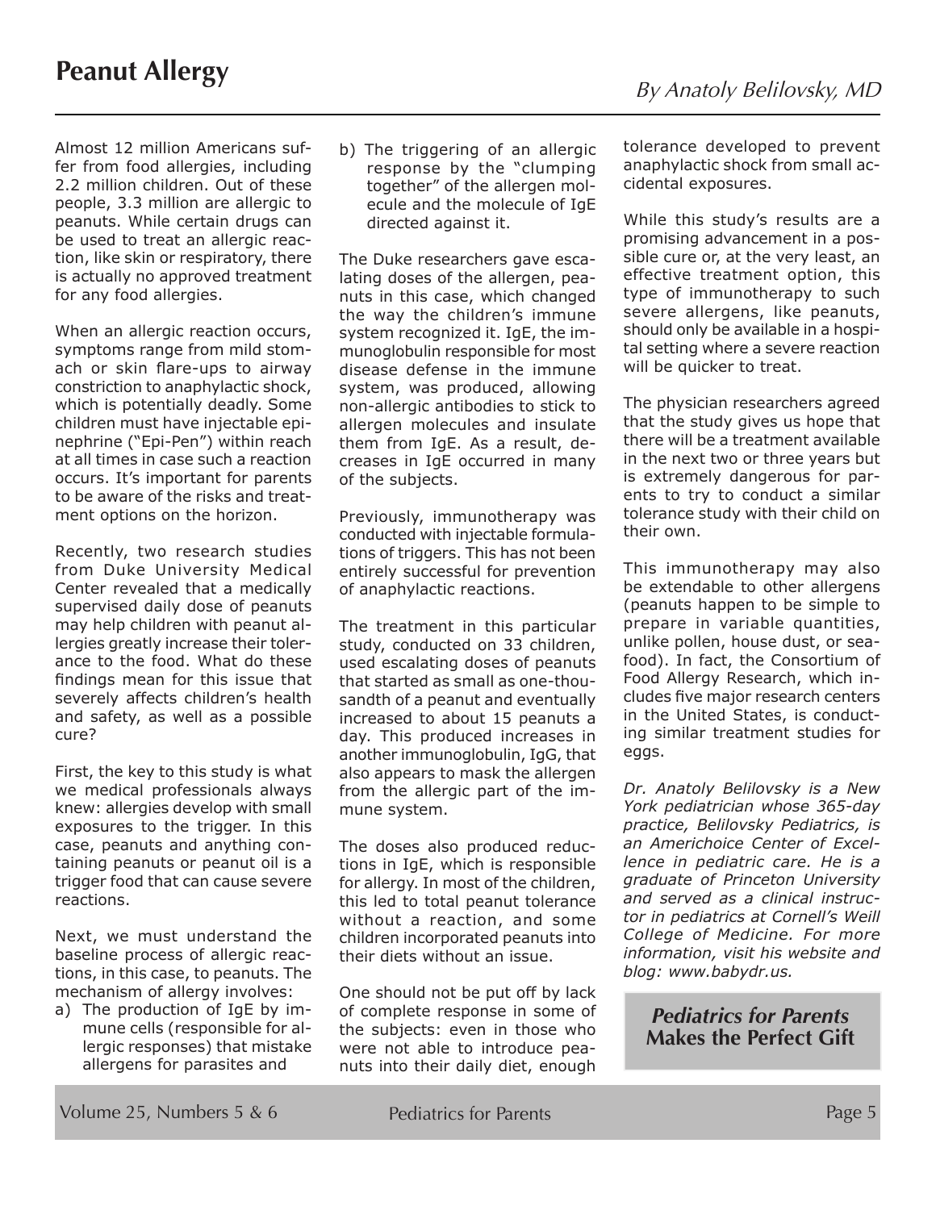# Peanut Allergy

*By Anatoly Belilovsky, MD*

Almost 12 million Americans suffer from food allergies, including 2.2 million children. Out of these people, 3.3 million are allergic to peanuts. While certain drugs can be used to treat an allergic reaction, like skin or respiratory, there is actually no approved treatment for any food allergies.

When an allergic reaction occurs, symptoms range from mild stomach or skin flare-ups to airway constriction to anaphylactic shock, which is potentially deadly. Some children must have injectable epinephrine ("Epi-Pen") within reach at all times in case such a reaction occurs. It's important for parents to be aware of the risks and treatment options on the horizon.

Recently, two research studies from Duke University Medical Center revealed that a medically supervised daily dose of peanuts may help children with peanut allergies greatly increase their tolerance to the food. What do these findings mean for this issue that severely affects children's health and safety, as well as a possible cure?

First, the key to this study is what we medical professionals always knew: allergies develop with small exposures to the trigger. In this case, peanuts and anything containing peanuts or peanut oil is a trigger food that can cause severe reactions.

Next, we must understand the baseline process of allergic reactions, in this case, to peanuts. The mechanism of allergy involves:

a) The production of IgE by immune cells (responsible for allergic responses) that mistake allergens for parasites and
b) The triggering of an allergic response by the "clumping together" of the allergen molecule and the molecule of IgE directed against it.

The Duke researchers gave escalating doses of the allergen, peanuts in this case, which changed the way the children's immune system recognized it. IgE, the immunoglobulin responsible for most disease defense in the immune system, was produced, allowing non-allergic antibodies to stick to allergen molecules and insulate them from IgE. As a result, decreases in IgE occurred in many of the subjects.

Previously, immunotherapy was conducted with injectable formulations of triggers. This has not been entirely successful for prevention of anaphylactic reactions.

The treatment in this particular study, conducted on 33 children, used escalating doses of peanuts that started as small as one-thousandth of a peanut and eventually increased to about 15 peanuts a day. This produced increases in another immunoglobulin, IgG, that also appears to mask the allergen from the allergic part of the immune system.

The doses also produced reductions in IgE, which is responsible for allergy. In most of the children, this led to total peanut tolerance without a reaction, and some children incorporated peanuts into their diets without an issue.

One should not be put off by lack of complete response in some of the subjects: even in those who were not able to introduce peanuts into their daily diet, enough tolerance developed to prevent anaphylactic shock from small accidental exposures.

While this study's results are a promising advancement in a possible cure or, at the very least, an effective treatment option, this type of immunotherapy to such severe allergens, like peanuts, should only be available in a hospital setting where a severe reaction will be quicker to treat.

The physician researchers agreed that the study gives us hope that there will be a treatment available in the next two or three years but is extremely dangerous for parents to try to conduct a similar tolerance study with their child on their own.

This immunotherapy may also be extendable to other allergens (peanuts happen to be simple to prepare in variable quantities, unlike pollen, house dust, or seafood). In fact, the Consortium of Food Allergy Research, which includes five major research centers in the United States, is conducting similar treatment studies for eggs.

*Dr. Anatoly Belilovsky is a New York pediatrician whose 365-day practice, Belilovsky Pediatrics, is an Americhoice Center of Excellence in pediatric care. He is a graduate of Princeton University and served as a clinical instructor in pediatrics at Cornell's Weill College of Medicine. For more information, visit his website and blog: www.babydr.us.*

***Pediatrics for Parents* Makes the Perfect Gift**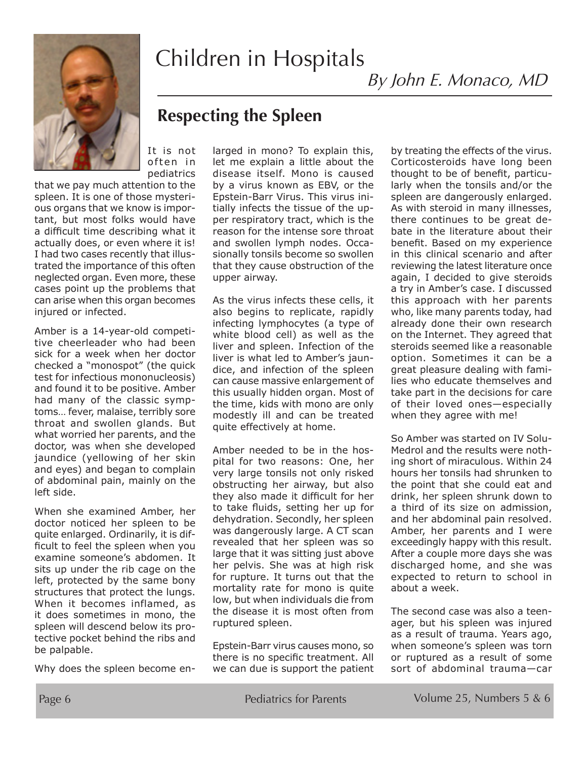# Children in Hospitals

*By John E. Monaco, MD*

## Respecting the Spleen

It is not often in pediatrics that we pay much attention to the spleen. It is one of those mysterious organs that we know is important, but most folks would have a difficult time describing what it actually does, or even where it is! I had two cases recently that illustrated the importance of this often neglected organ. Even more, these cases point up the problems that can arise when this organ becomes injured or infected.

Amber is a 14-year-old competitive cheerleader who had been sick for a week when her doctor checked a "monospot" (the quick test for infectious mononucleosis) and found it to be positive. Amber had many of the classic symptoms… fever, malaise, terribly sore throat and swollen glands. But what worried her parents, and the doctor, was when she developed jaundice (yellowing of her skin and eyes) and began to complain of abdominal pain, mainly on the left side.

When she examined Amber, her doctor noticed her spleen to be quite enlarged. Ordinarily, it is difficult to feel the spleen when you examine someone's abdomen. It sits up under the rib cage on the left, protected by the same bony structures that protect the lungs. When it becomes inflamed, as it does sometimes in mono, the spleen will descend below its protective pocket behind the ribs and be palpable.

Why does the spleen become enlarged in mono? To explain this, let me explain a little about the disease itself. Mono is caused by a virus known as EBV, or the Epstein-Barr Virus. This virus initially infects the tissue of the upper respiratory tract, which is the reason for the intense sore throat and swollen lymph nodes. Occasionally tonsils become so swollen that they cause obstruction of the upper airway.

As the virus infects these cells, it also begins to replicate, rapidly infecting lymphocytes (a type of white blood cell) as well as the liver and spleen. Infection of the liver is what led to Amber's jaundice, and infection of the spleen can cause massive enlargement of this usually hidden organ. Most of the time, kids with mono are only modestly ill and can be treated quite effectively at home.

Amber needed to be in the hospital for two reasons: One, her very large tonsils not only risked obstructing her airway, but also they also made it difficult for her to take fluids, setting her up for dehydration. Secondly, her spleen was dangerously large. A CT scan revealed that her spleen was so large that it was sitting just above her pelvis. She was at high risk for rupture. It turns out that the mortality rate for mono is quite low, but when individuals die from the disease it is most often from ruptured spleen.

Epstein-Barr virus causes mono, so there is no specific treatment. All we can due is support the patient by treating the effects of the virus. Corticosteroids have long been thought to be of benefit, particularly when the tonsils and/or the spleen are dangerously enlarged. As with steroid in many illnesses, there continues to be great debate in the literature about their benefit. Based on my experience in this clinical scenario and after reviewing the latest literature once again, I decided to give steroids a try in Amber's case. I discussed this approach with her parents who, like many parents today, had already done their own research on the Internet. They agreed that steroids seemed like a reasonable option. Sometimes it can be a great pleasure dealing with families who educate themselves and take part in the decisions for care of their loved ones—especially when they agree with me!

So Amber was started on IV Solu-Medrol and the results were nothing short of miraculous. Within 24 hours her tonsils had shrunken to the point that she could eat and drink, her spleen shrunk down to a third of its size on admission, and her abdominal pain resolved. Amber, her parents and I were exceedingly happy with this result. After a couple more days she was discharged home, and she was expected to return to school in about a week.

The second case was also a teenager, but his spleen was injured as a result of trauma. Years ago, when someone's spleen was torn or ruptured as a result of some sort of abdominal trauma—car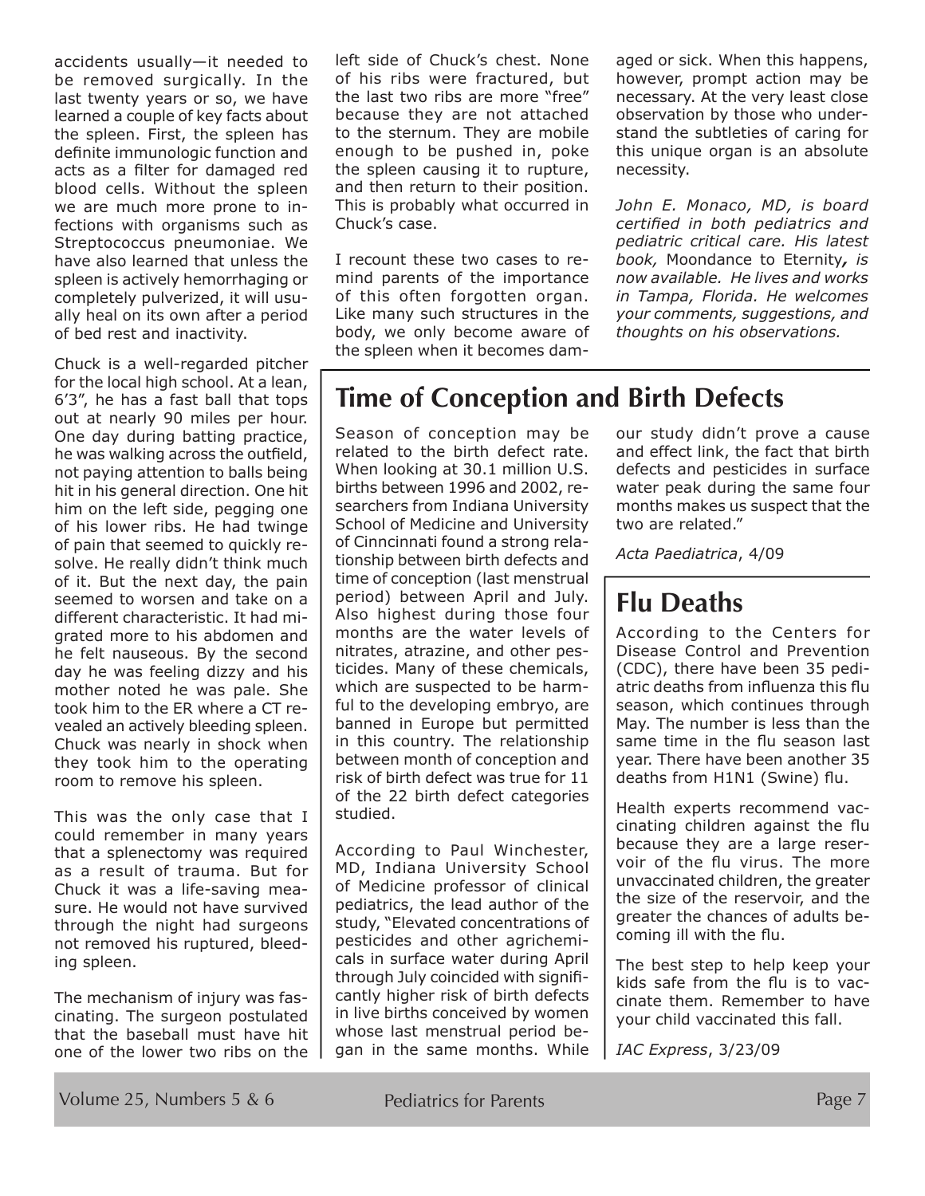accidents usually—it needed to be removed surgically. In the last twenty years or so, we have learned a couple of key facts about the spleen. First, the spleen has definite immunologic function and acts as a filter for damaged red blood cells. Without the spleen we are much more prone to infections with organisms such as Streptococcus pneumoniae. We have also learned that unless the spleen is actively hemorrhaging or completely pulverized, it will usually heal on its own after a period of bed rest and inactivity.

Chuck is a well-regarded pitcher for the local high school. At a lean, 6'3", he has a fast ball that tops out at nearly 90 miles per hour. One day during batting practice, he was walking across the outfield, not paying attention to balls being hit in his general direction. One hit him on the left side, pegging one of his lower ribs. He had twinge of pain that seemed to quickly resolve. He really didn't think much of it. But the next day, the pain seemed to worsen and take on a different characteristic. It had migrated more to his abdomen and he felt nauseous. By the second day he was feeling dizzy and his mother noted he was pale. She took him to the ER where a CT revealed an actively bleeding spleen. Chuck was nearly in shock when they took him to the operating room to remove his spleen.

This was the only case that I could remember in many years that a splenectomy was required as a result of trauma. But for Chuck it was a life-saving measure. He would not have survived through the night had surgeons not removed his ruptured, bleeding spleen.

The mechanism of injury was fascinating. The surgeon postulated that the baseball must have hit one of the lower two ribs on the left side of Chuck's chest. None of his ribs were fractured, but the last two ribs are more "free" because they are not attached to the sternum. They are mobile enough to be pushed in, poke the spleen causing it to rupture, and then return to their position. This is probably what occurred in Chuck's case.

I recount these two cases to remind parents of the importance of this often forgotten organ. Like many such structures in the body, we only become aware of the spleen when it becomes damaged or sick. When this happens, however, prompt action may be necessary. At the very least close observation by those who understand the subtleties of caring for this unique organ is an absolute necessity.

*John E. Monaco, MD, is board certified in both pediatrics and pediatric critical care. His latest book,* Moondance to Eternity*, is now available. He lives and works in Tampa, Florida. He welcomes your comments, suggestions, and thoughts on his observations.*

## Time of Conception and Birth Defects

Season of conception may be related to the birth defect rate. When looking at 30.1 million U.S. births between 1996 and 2002, researchers from Indiana University School of Medicine and University of Cinncinnati found a strong relationship between birth defects and time of conception (last menstrual period) between April and July. Also highest during those four months are the water levels of nitrates, atrazine, and other pesticides. Many of these chemicals, which are suspected to be harmful to the developing embryo, are banned in Europe but permitted in this country. The relationship between month of conception and risk of birth defect was true for 11 of the 22 birth defect categories studied.

According to Paul Winchester, MD, Indiana University School of Medicine professor of clinical pediatrics, the lead author of the study, "Elevated concentrations of pesticides and other agrichemicals in surface water during April through July coincided with significantly higher risk of birth defects in live births conceived by women whose last menstrual period began in the same months. While our study didn't prove a cause and effect link, the fact that birth defects and pesticides in surface water peak during the same four months makes us suspect that the two are related."

*Acta Paediatrica*, 4/09

## Flu Deaths

According to the Centers for Disease Control and Prevention (CDC), there have been 35 pediatric deaths from influenza this flu season, which continues through May. The number is less than the same time in the flu season last year. There have been another 35 deaths from H1N1 (Swine) flu.

Health experts recommend vaccinating children against the flu because they are a large reservoir of the flu virus. The more unvaccinated children, the greater the size of the reservoir, and the greater the chances of adults becoming ill with the flu.

The best step to help keep your kids safe from the flu is to vaccinate them. Remember to have your child vaccinated this fall.

*IAC Express*, 3/23/09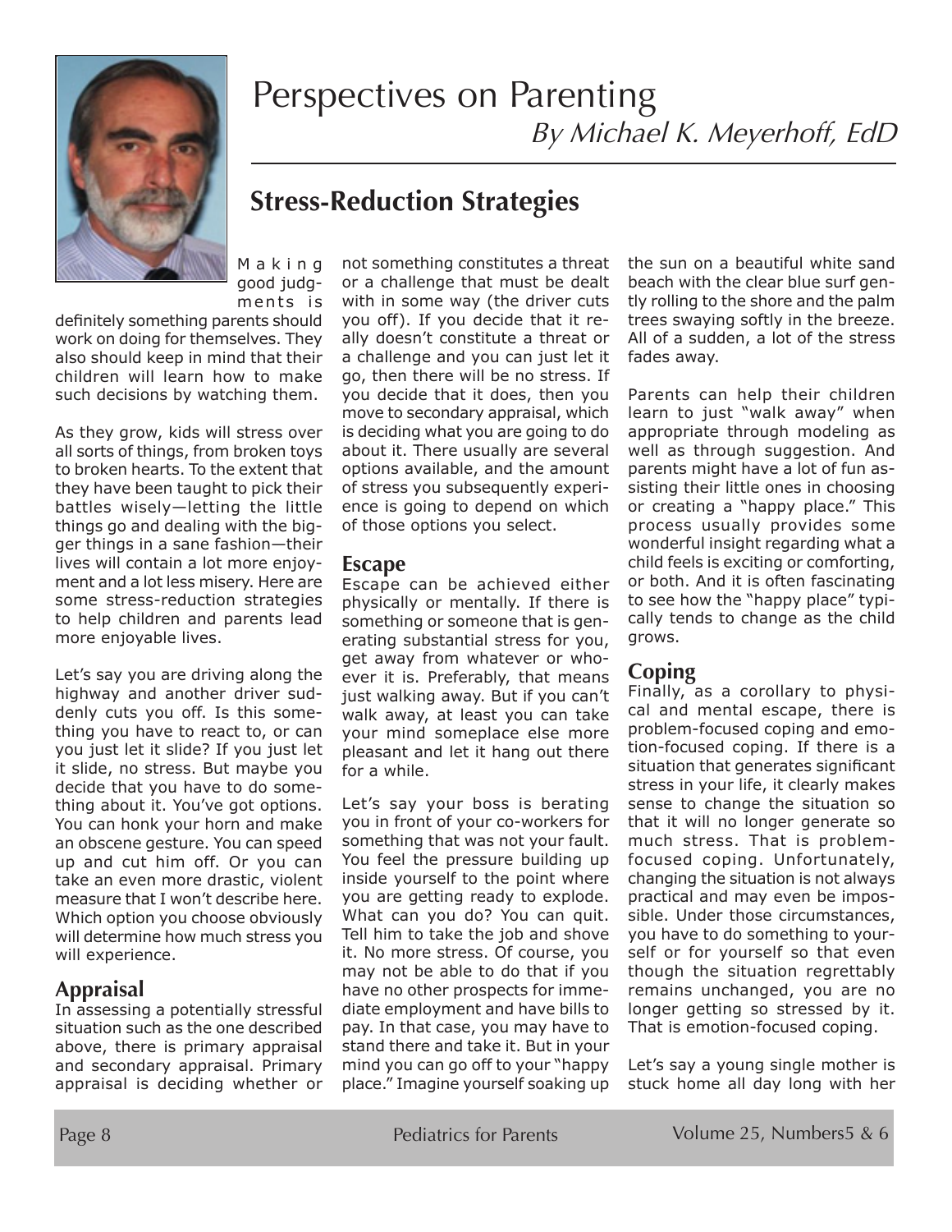# Perspectives on Parenting

*By Michael K. Meyerhoff, EdD*

## Stress-Reduction Strategies

Making good judgments is definitely something parents should work on doing for themselves. They also should keep in mind that their children will learn how to make such decisions by watching them.

As they grow, kids will stress over all sorts of things, from broken toys to broken hearts. To the extent that they have been taught to pick their battles wisely—letting the little things go and dealing with the bigger things in a sane fashion—their lives will contain a lot more enjoyment and a lot less misery. Here are some stress-reduction strategies to help children and parents lead more enjoyable lives.

Let's say you are driving along the highway and another driver suddenly cuts you off. Is this something you have to react to, or can you just let it slide? If you just let it slide, no stress. But maybe you decide that you have to do something about it. You've got options. You can honk your horn and make an obscene gesture. You can speed up and cut him off. Or you can take an even more drastic, violent measure that I won't describe here. Which option you choose obviously will determine how much stress you will experience.

### Appraisal

In assessing a potentially stressful situation such as the one described above, there is primary appraisal and secondary appraisal. Primary appraisal is deciding whether or not something constitutes a threat or a challenge that must be dealt with in some way (the driver cuts you off). If you decide that it really doesn't constitute a threat or a challenge and you can just let it go, then there will be no stress. If you decide that it does, then you move to secondary appraisal, which is deciding what you are going to do about it. There usually are several options available, and the amount of stress you subsequently experience is going to depend on which of those options you select.

### Escape

Escape can be achieved either physically or mentally. If there is something or someone that is generating substantial stress for you, get away from whatever or whoever it is. Preferably, that means just walking away. But if you can't walk away, at least you can take your mind someplace else more pleasant and let it hang out there for a while.

Let's say your boss is berating you in front of your co-workers for something that was not your fault. You feel the pressure building up inside yourself to the point where you are getting ready to explode. What can you do? You can quit. Tell him to take the job and shove it. No more stress. Of course, you may not be able to do that if you have no other prospects for immediate employment and have bills to pay. In that case, you may have to stand there and take it. But in your mind you can go off to your "happy place." Imagine yourself soaking up the sun on a beautiful white sand beach with the clear blue surf gently rolling to the shore and the palm trees swaying softly in the breeze. All of a sudden, a lot of the stress fades away.

Parents can help their children learn to just "walk away" when appropriate through modeling as well as through suggestion. And parents might have a lot of fun assisting their little ones in choosing or creating a "happy place." This process usually provides some wonderful insight regarding what a child feels is exciting or comforting, or both. And it is often fascinating to see how the "happy place" typically tends to change as the child grows.

### Coping

Finally, as a corollary to physical and mental escape, there is problem-focused coping and emotion-focused coping. If there is a situation that generates significant stress in your life, it clearly makes sense to change the situation so that it will no longer generate so much stress. That is problem-focused coping. Unfortunately, changing the situation is not always practical and may even be impossible. Under those circumstances, you have to do something to yourself or for yourself so that even though the situation regrettably remains unchanged, you are no longer getting so stressed by it. That is emotion-focused coping.

Let's say a young single mother is stuck home all day long with her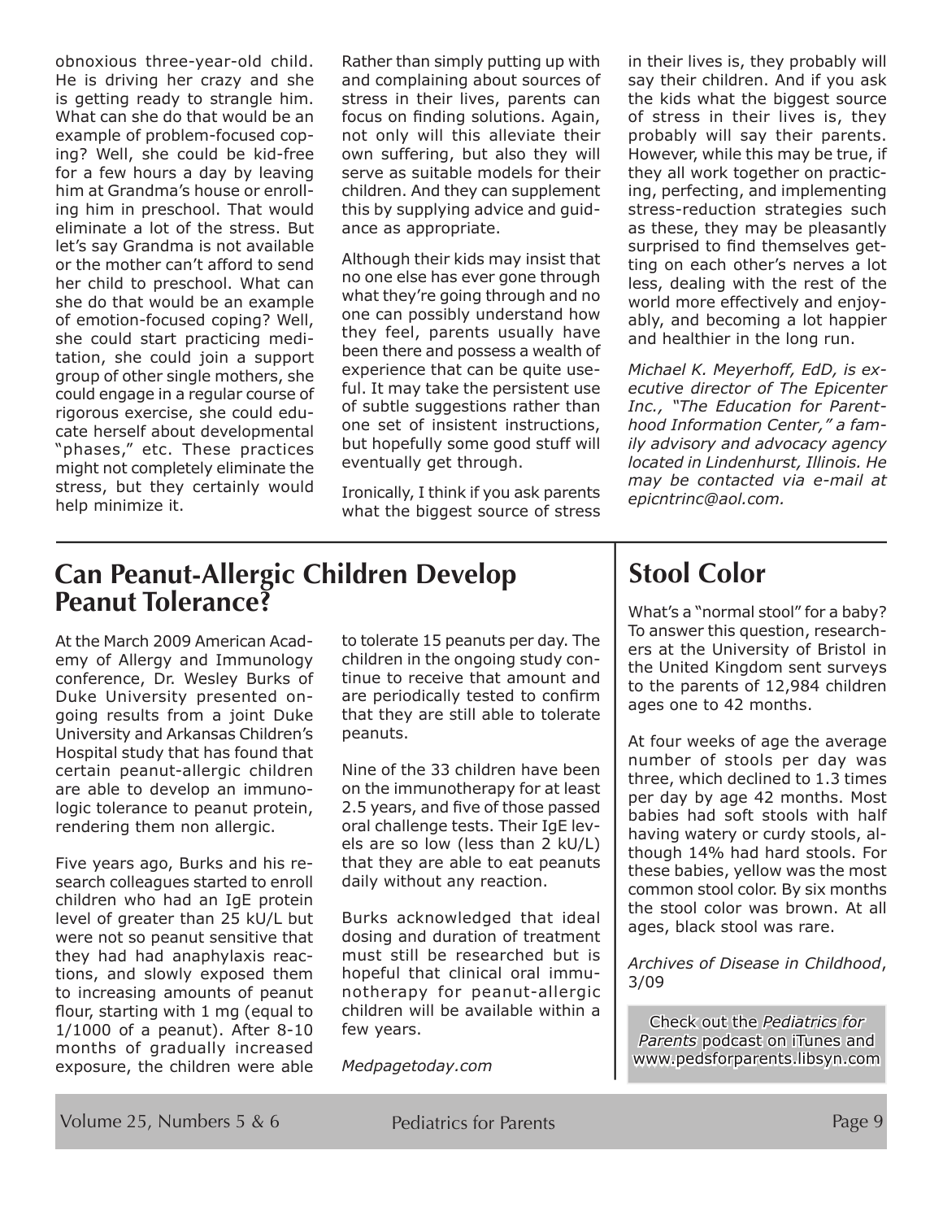obnoxious three-year-old child. He is driving her crazy and she is getting ready to strangle him. What can she do that would be an example of problem-focused coping? Well, she could be kid-free for a few hours a day by leaving him at Grandma's house or enrolling him in preschool. That would eliminate a lot of the stress. But let's say Grandma is not available or the mother can't afford to send her child to preschool. What can she do that would be an example of emotion-focused coping? Well, she could start practicing meditation, she could join a support group of other single mothers, she could engage in a regular course of rigorous exercise, she could educate herself about developmental "phases," etc. These practices might not completely eliminate the stress, but they certainly would help minimize it.

Rather than simply putting up with and complaining about sources of stress in their lives, parents can focus on finding solutions. Again, not only will this alleviate their own suffering, but also they will serve as suitable models for their children. And they can supplement this by supplying advice and guidance as appropriate.

Although their kids may insist that no one else has ever gone through what they're going through and no one can possibly understand how they feel, parents usually have been there and possess a wealth of experience that can be quite useful. It may take the persistent use of subtle suggestions rather than one set of insistent instructions, but hopefully some good stuff will eventually get through.

Ironically, I think if you ask parents what the biggest source of stress in their lives is, they probably will say their children. And if you ask the kids what the biggest source of stress in their lives is, they probably will say their parents. However, while this may be true, if they all work together on practicing, perfecting, and implementing stress-reduction strategies such as these, they may be pleasantly surprised to find themselves getting on each other's nerves a lot less, dealing with the rest of the world more effectively and enjoyably, and becoming a lot happier and healthier in the long run.

*Michael K. Meyerhoff, EdD, is executive director of The Epicenter Inc., "The Education for Parenthood Information Center," a family advisory and advocacy agency located in Lindenhurst, Illinois. He may be contacted via e-mail at epicntrinc@aol.com.*

## Can Peanut-Allergic Children Develop Peanut Tolerance?

At the March 2009 American Academy of Allergy and Immunology conference, Dr. Wesley Burks of Duke University presented ongoing results from a joint Duke University and Arkansas Children's Hospital study that has found that certain peanut-allergic children are able to develop an immunologic tolerance to peanut protein, rendering them non allergic.

Five years ago, Burks and his research colleagues started to enroll children who had an IgE protein level of greater than 25 kU/L but were not so peanut sensitive that they had had anaphylaxis reactions, and slowly exposed them to increasing amounts of peanut flour, starting with 1 mg (equal to 1/1000 of a peanut). After 8-10 months of gradually increased exposure, the children were able to tolerate 15 peanuts per day. The children in the ongoing study continue to receive that amount and are periodically tested to confirm that they are still able to tolerate peanuts.

Nine of the 33 children have been on the immunotherapy for at least 2.5 years, and five of those passed oral challenge tests. Their IgE levels are so low (less than 2 kU/L) that they are able to eat peanuts daily without any reaction.

Burks acknowledged that ideal dosing and duration of treatment must still be researched but is hopeful that clinical oral immunotherapy for peanut-allergic children will be available within a few years.

*Medpagetoday.com*

## Stool Color

What's a "normal stool" for a baby? To answer this question, researchers at the University of Bristol in the United Kingdom sent surveys to the parents of 12,984 children ages one to 42 months.

At four weeks of age the average number of stools per day was three, which declined to 1.3 times per day by age 42 months. Most babies had soft stools with half having watery or curdy stools, although 14% had hard stools. For these babies, yellow was the most common stool color. By six months the stool color was brown. At all ages, black stool was rare.

*Archives of Disease in Childhood*, 3/09

Check out the *Pediatrics for Parents* podcast on iTunes and www.pedsforparents.libsyn.com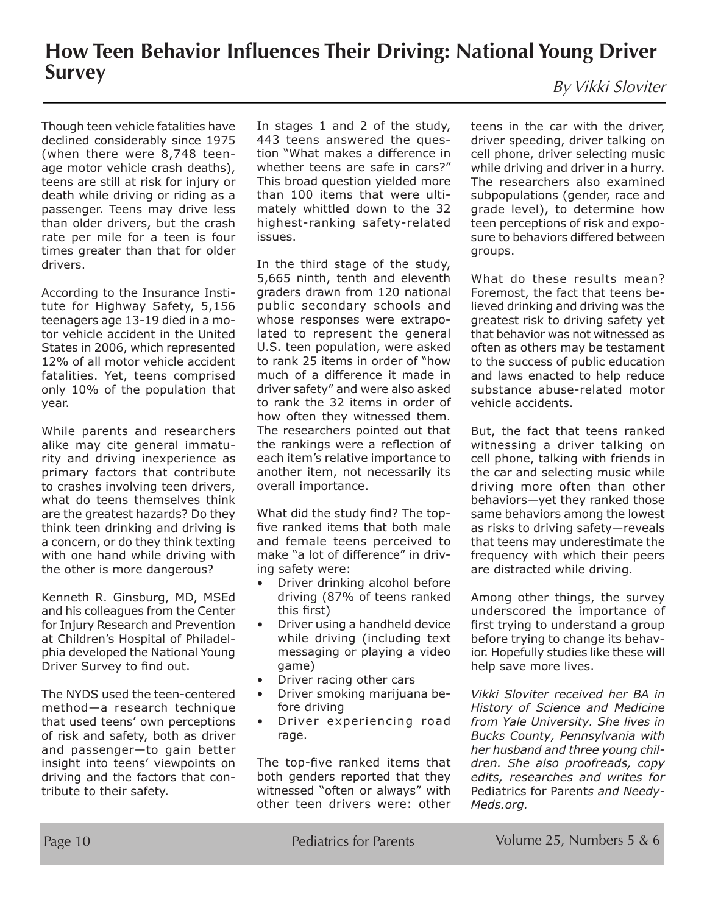# How Teen Behavior Influences Their Driving: National Young Driver Survey

*By Vikki Sloviter*

Though teen vehicle fatalities have declined considerably since 1975 (when there were 8,748 teenage motor vehicle crash deaths), teens are still at risk for injury or death while driving or riding as a passenger. Teens may drive less than older drivers, but the crash rate per mile for a teen is four times greater than that for older drivers.

According to the Insurance Institute for Highway Safety, 5,156 teenagers age 13-19 died in a motor vehicle accident in the United States in 2006, which represented 12% of all motor vehicle accident fatalities. Yet, teens comprised only 10% of the population that year.

While parents and researchers alike may cite general immaturity and driving inexperience as primary factors that contribute to crashes involving teen drivers, what do teens themselves think are the greatest hazards? Do they think teen drinking and driving is a concern, or do they think texting with one hand while driving with the other is more dangerous?

Kenneth R. Ginsburg, MD, MSEd and his colleagues from the Center for Injury Research and Prevention at Children's Hospital of Philadelphia developed the National Young Driver Survey to find out.

The NYDS used the teen-centered method—a research technique that used teens' own perceptions of risk and safety, both as driver and passenger—to gain better insight into teens' viewpoints on driving and the factors that contribute to their safety.

In stages 1 and 2 of the study, 443 teens answered the question "What makes a difference in whether teens are safe in cars?" This broad question yielded more than 100 items that were ultimately whittled down to the 32 highest-ranking safety-related issues.

In the third stage of the study, 5,665 ninth, tenth and eleventh graders drawn from 120 national public secondary schools and whose responses were extrapolated to represent the general U.S. teen population, were asked to rank 25 items in order of "how much of a difference it made in driver safety" and were also asked to rank the 32 items in order of how often they witnessed them. The researchers pointed out that the rankings were a reflection of each item's relative importance to another item, not necessarily its overall importance.

What did the study find? The top-five ranked items that both male and female teens perceived to make "a lot of difference" in driving safety were:

- Driver drinking alcohol before driving (87% of teens ranked this first)
- Driver using a handheld device while driving (including text messaging or playing a video game)
- Driver racing other cars
- Driver smoking marijuana before driving
- Driver experiencing road rage.

The top-five ranked items that both genders reported that they witnessed "often or always" with other teen drivers were: other teens in the car with the driver, driver speeding, driver talking on cell phone, driver selecting music while driving and driver in a hurry. The researchers also examined subpopulations (gender, race and grade level), to determine how teen perceptions of risk and exposure to behaviors differed between groups.

What do these results mean? Foremost, the fact that teens believed drinking and driving was the greatest risk to driving safety yet that behavior was not witnessed as often as others may be testament to the success of public education and laws enacted to help reduce substance abuse-related motor vehicle accidents.

But, the fact that teens ranked witnessing a driver talking on cell phone, talking with friends in the car and selecting music while driving more often than other behaviors—yet they ranked those same behaviors among the lowest as risks to driving safety—reveals that teens may underestimate the frequency with which their peers are distracted while driving.

Among other things, the survey underscored the importance of first trying to understand a group before trying to change its behavior. Hopefully studies like these will help save more lives.

*Vikki Sloviter received her BA in History of Science and Medicine from Yale University. She lives in Bucks County, Pennsylvania with her husband and three young children. She also proofreads, copy edits, researches and writes for* Pediatrics for Parents *and NeedyMeds.org.*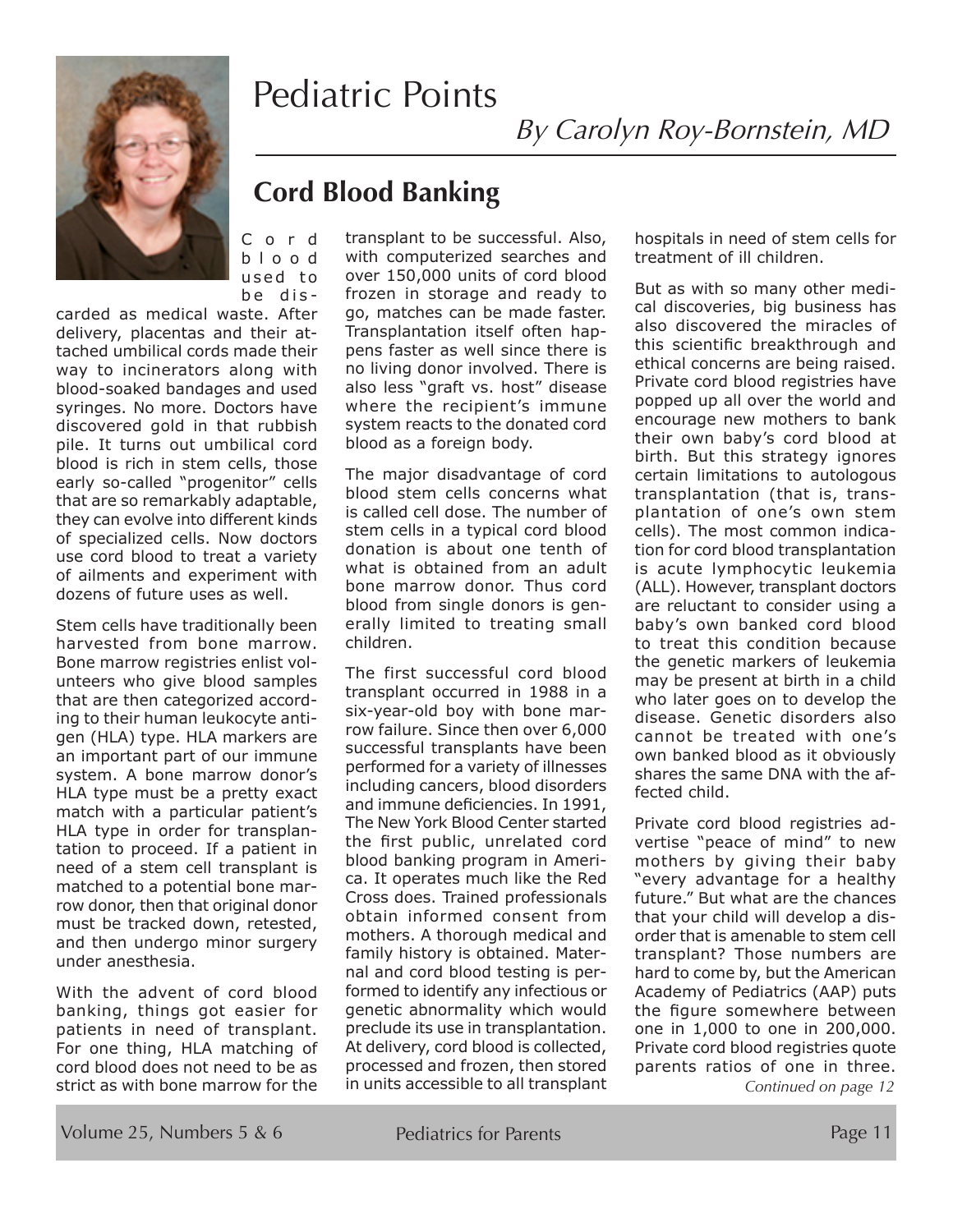# Pediatric Points

*By Carolyn Roy-Bornstein, MD*

## Cord Blood Banking

Cord blood used to be discarded as medical waste. After delivery, placentas and their attached umbilical cords made their way to incinerators along with blood-soaked bandages and used syringes. No more. Doctors have discovered gold in that rubbish pile. It turns out umbilical cord blood is rich in stem cells, those early so-called "progenitor" cells that are so remarkably adaptable, they can evolve into different kinds of specialized cells. Now doctors use cord blood to treat a variety of ailments and experiment with dozens of future uses as well.

Stem cells have traditionally been harvested from bone marrow. Bone marrow registries enlist volunteers who give blood samples that are then categorized according to their human leukocyte antigen (HLA) type. HLA markers are an important part of our immune system. A bone marrow donor's HLA type must be a pretty exact match with a particular patient's HLA type in order for transplantation to proceed. If a patient in need of a stem cell transplant is matched to a potential bone marrow donor, then that original donor must be tracked down, retested, and then undergo minor surgery under anesthesia.

With the advent of cord blood banking, things got easier for patients in need of transplant. For one thing, HLA matching of cord blood does not need to be as strict as with bone marrow for the transplant to be successful. Also, with computerized searches and over 150,000 units of cord blood frozen in storage and ready to go, matches can be made faster. Transplantation itself often happens faster as well since there is no living donor involved. There is also less "graft vs. host" disease where the recipient's immune system reacts to the donated cord blood as a foreign body.

The major disadvantage of cord blood stem cells concerns what is called cell dose. The number of stem cells in a typical cord blood donation is about one tenth of what is obtained from an adult bone marrow donor. Thus cord blood from single donors is generally limited to treating small children.

The first successful cord blood transplant occurred in 1988 in a six-year-old boy with bone marrow failure. Since then over 6,000 successful transplants have been performed for a variety of illnesses including cancers, blood disorders and immune deficiencies. In 1991, The New York Blood Center started the first public, unrelated cord blood banking program in America. It operates much like the Red Cross does. Trained professionals obtain informed consent from mothers. A thorough medical and family history is obtained. Maternal and cord blood testing is performed to identify any infectious or genetic abnormality which would preclude its use in transplantation. At delivery, cord blood is collected, processed and frozen, then stored in units accessible to all transplant hospitals in need of stem cells for treatment of ill children.

But as with so many other medical discoveries, big business has also discovered the miracles of this scientific breakthrough and ethical concerns are being raised. Private cord blood registries have popped up all over the world and encourage new mothers to bank their own baby's cord blood at birth. But this strategy ignores certain limitations to autologous transplantation (that is, transplantation of one's own stem cells). The most common indication for cord blood transplantation is acute lymphocytic leukemia (ALL). However, transplant doctors are reluctant to consider using a baby's own banked cord blood to treat this condition because the genetic markers of leukemia may be present at birth in a child who later goes on to develop the disease. Genetic disorders also cannot be treated with one's own banked blood as it obviously shares the same DNA with the affected child.

Private cord blood registries advertise "peace of mind" to new mothers by giving their baby "every advantage for a healthy future." But what are the chances that your child will develop a disorder that is amenable to stem cell transplant? Those numbers are hard to come by, but the American Academy of Pediatrics (AAP) puts the figure somewhere between one in 1,000 to one in 200,000. Private cord blood registries quote parents ratios of one in three.

*Continued on page 12*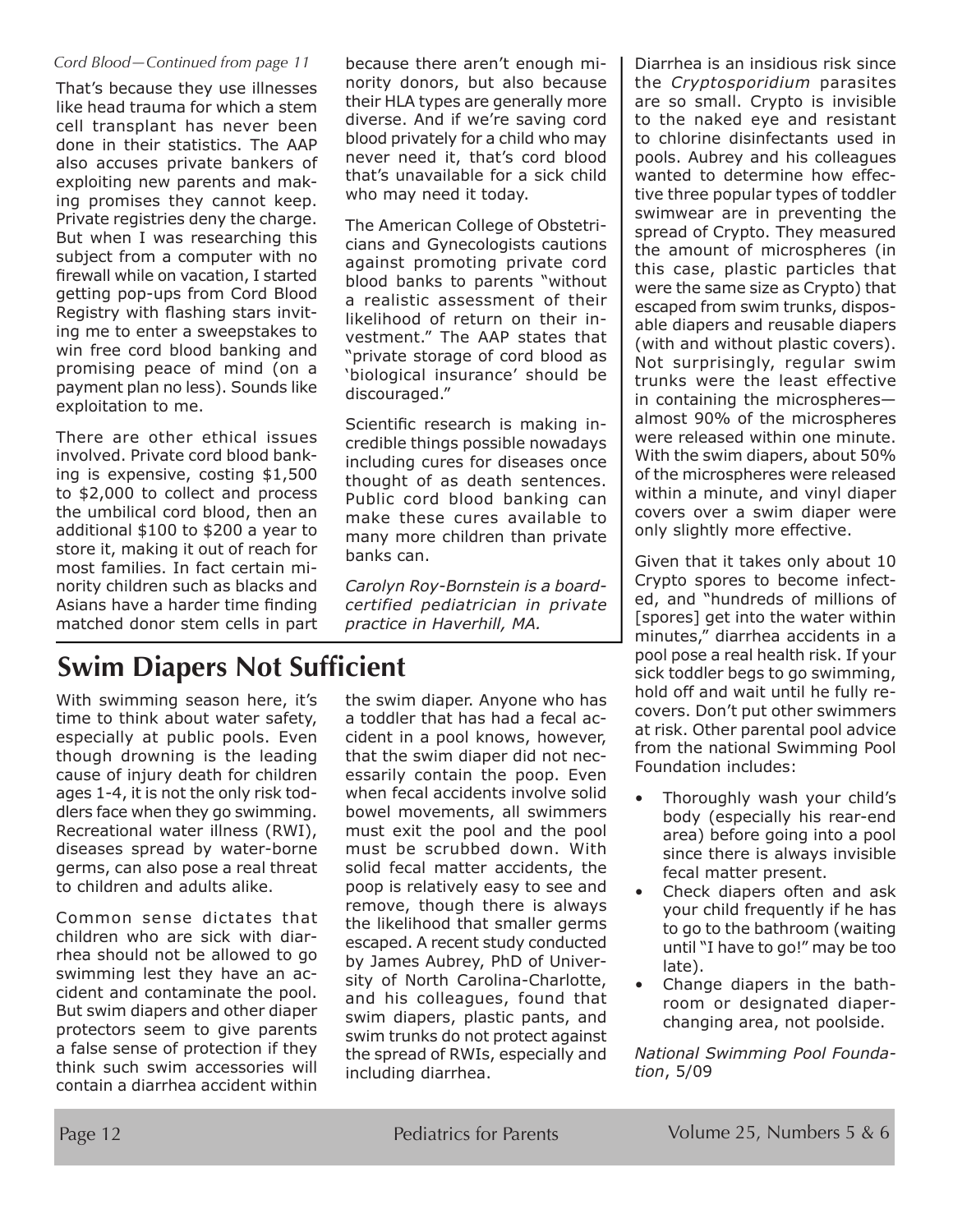*Cord Blood—Continued from page 11*

That's because they use illnesses like head trauma for which a stem cell transplant has never been done in their statistics. The AAP also accuses private bankers of exploiting new parents and making promises they cannot keep. Private registries deny the charge. But when I was researching this subject from a computer with no firewall while on vacation, I started getting pop-ups from Cord Blood Registry with flashing stars inviting me to enter a sweepstakes to win free cord blood banking and promising peace of mind (on a payment plan no less). Sounds like exploitation to me.

There are other ethical issues involved. Private cord blood banking is expensive, costing $1,500 to $2,000 to collect and process the umbilical cord blood, then an additional $100 to $200 a year to store it, making it out of reach for most families. In fact certain minority children such as blacks and Asians have a harder time finding matched donor stem cells in part because there aren't enough minority donors, but also because their HLA types are generally more diverse. And if we're saving cord blood privately for a child who may never need it, that's cord blood that's unavailable for a sick child who may need it today.

The American College of Obstetricians and Gynecologists cautions against promoting private cord blood banks to parents "without a realistic assessment of their likelihood of return on their investment." The AAP states that "private storage of cord blood as 'biological insurance' should be discouraged."

Scientific research is making incredible things possible nowadays including cures for diseases once thought of as death sentences. Public cord blood banking can make these cures available to many more children than private banks can.

*Carolyn Roy-Bornstein is a board-certified pediatrician in private practice in Haverhill, MA.*

## Swim Diapers Not Sufficient

With swimming season here, it's time to think about water safety, especially at public pools. Even though drowning is the leading cause of injury death for children ages 1-4, it is not the only risk toddlers face when they go swimming. Recreational water illness (RWI), diseases spread by water-borne germs, can also pose a real threat to children and adults alike.

Common sense dictates that children who are sick with diarrhea should not be allowed to go swimming lest they have an accident and contaminate the pool. But swim diapers and other diaper protectors seem to give parents a false sense of protection if they think such swim accessories will contain a diarrhea accident within the swim diaper. Anyone who has a toddler that has had a fecal accident in a pool knows, however, that the swim diaper did not necessarily contain the poop. Even when fecal accidents involve solid bowel movements, all swimmers must exit the pool and the pool must be scrubbed down. With solid fecal matter accidents, the poop is relatively easy to see and remove, though there is always the likelihood that smaller germs escaped. A recent study conducted by James Aubrey, PhD of University of North Carolina-Charlotte, and his colleagues, found that swim diapers, plastic pants, and swim trunks do not protect against the spread of RWIs, especially and including diarrhea.

Diarrhea is an insidious risk since the *Cryptosporidium* parasites are so small. Crypto is invisible to the naked eye and resistant to chlorine disinfectants used in pools. Aubrey and his colleagues wanted to determine how effective three popular types of toddler swimwear are in preventing the spread of Crypto. They measured the amount of microspheres (in this case, plastic particles that were the same size as Crypto) that escaped from swim trunks, disposable diapers and reusable diapers (with and without plastic covers). Not surprisingly, regular swim trunks were the least effective in containing the microspheres—almost 90% of the microspheres were released within one minute. With the swim diapers, about 50% of the microspheres were released within a minute, and vinyl diaper covers over a swim diaper were only slightly more effective.

Given that it takes only about 10 Crypto spores to become infected, and "hundreds of millions of [spores] get into the water within minutes," diarrhea accidents in a pool pose a real health risk. If your sick toddler begs to go swimming, hold off and wait until he fully recovers. Don't put other swimmers at risk. Other parental pool advice from the national Swimming Pool Foundation includes:

- Thoroughly wash your child's body (especially his rear-end area) before going into a pool since there is always invisible fecal matter present.
- Check diapers often and ask your child frequently if he has to go to the bathroom (waiting until "I have to go!" may be too late).
- Change diapers in the bathroom or designated diaper-changing area, not poolside.

*National Swimming Pool Foundation*, 5/09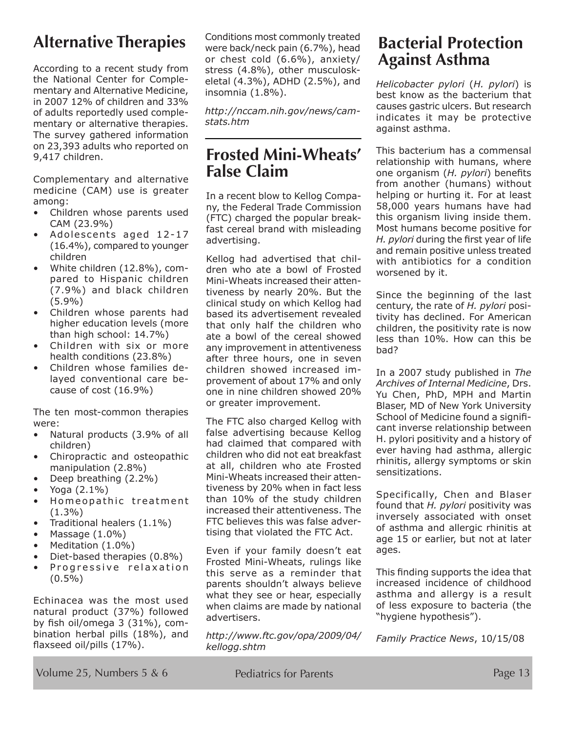## Alternative Therapies

According to a recent study from the National Center for Complementary and Alternative Medicine, in 2007 12% of children and 33% of adults reportedly used complementary or alternative therapies. The survey gathered information on 23,393 adults who reported on 9,417 children.

Complementary and alternative medicine (CAM) use is greater among:

- Children whose parents used CAM (23.9%)
- Adolescents aged 12-17 (16.4%), compared to younger children
- White children (12.8%), compared to Hispanic children (7.9%) and black children (5.9%)
- Children whose parents had higher education levels (more than high school: 14.7%)
- Children with six or more health conditions (23.8%)
- Children whose families delayed conventional care because of cost (16.9%)

The ten most-common therapies were:

- Natural products (3.9% of all children)
- Chiropractic and osteopathic manipulation (2.8%)
- Deep breathing (2.2%)
- Yoga (2.1%)
- Homeopathic treatment (1.3%)
- Traditional healers (1.1%)
- Massage (1.0%)
- Meditation (1.0%)
- Diet-based therapies (0.8%)
- Progressive relaxation (0.5%)

Echinacea was the most used natural product (37%) followed by fish oil/omega 3 (31%), combination herbal pills (18%), and flaxseed oil/pills (17%).

Conditions most commonly treated were back/neck pain (6.7%), head or chest cold (6.6%), anxiety/stress (4.8%), other musculoskeletal (4.3%), ADHD (2.5%), and insomnia (1.8%).

*http://nccam.nih.gov/news/camstats.htm*

## Frosted Mini-Wheats' False Claim

In a recent blow to Kellog Company, the Federal Trade Commission (FTC) charged the popular breakfast cereal brand with misleading advertising.

Kellog had advertised that children who ate a bowl of Frosted Mini-Wheats increased their attentiveness by nearly 20%. But the clinical study on which Kellog had based its advertisement revealed that only half the children who ate a bowl of the cereal showed any improvement in attentiveness after three hours, one in seven children showed increased improvement of about 17% and only one in nine children showed 20% or greater improvement.

The FTC also charged Kellog with false advertising because Kellog had claimed that compared with children who did not eat breakfast at all, children who ate Frosted Mini-Wheats increased their attentiveness by 20% when in fact less than 10% of the study children increased their attentiveness. The FTC believes this was false advertising that violated the FTC Act.

Even if your family doesn't eat Frosted Mini-Wheats, rulings like this serve as a reminder that parents shouldn't always believe what they see or hear, especially when claims are made by national advertisers.

*http://www.ftc.gov/opa/2009/04/kellogg.shtm*

## Bacterial Protection Against Asthma

*Helicobacter pylori* (*H. pylori*) is best know as the bacterium that causes gastric ulcers. But research indicates it may be protective against asthma.

This bacterium has a commensal relationship with humans, where one organism (*H. pylori*) benefits from another (humans) without helping or hurting it. For at least 58,000 years humans have had this organism living inside them. Most humans become positive for *H. pylori* during the first year of life and remain positive unless treated with antibiotics for a condition worsened by it.

Since the beginning of the last century, the rate of *H. pylori* positivity has declined. For American children, the positivity rate is now less than 10%. How can this be bad?

In a 2007 study published in *The Archives of Internal Medicine*, Drs. Yu Chen, PhD, MPH and Martin Blaser, MD of New York University School of Medicine found a significant inverse relationship between H. pylori positivity and a history of ever having had asthma, allergic rhinitis, allergy symptoms or skin sensitizations.

Specifically, Chen and Blaser found that *H. pylori* positivity was inversely associated with onset of asthma and allergic rhinitis at age 15 or earlier, but not at later ages.

This finding supports the idea that increased incidence of childhood asthma and allergy is a result of less exposure to bacteria (the "hygiene hypothesis").

*Family Practice News*, 10/15/08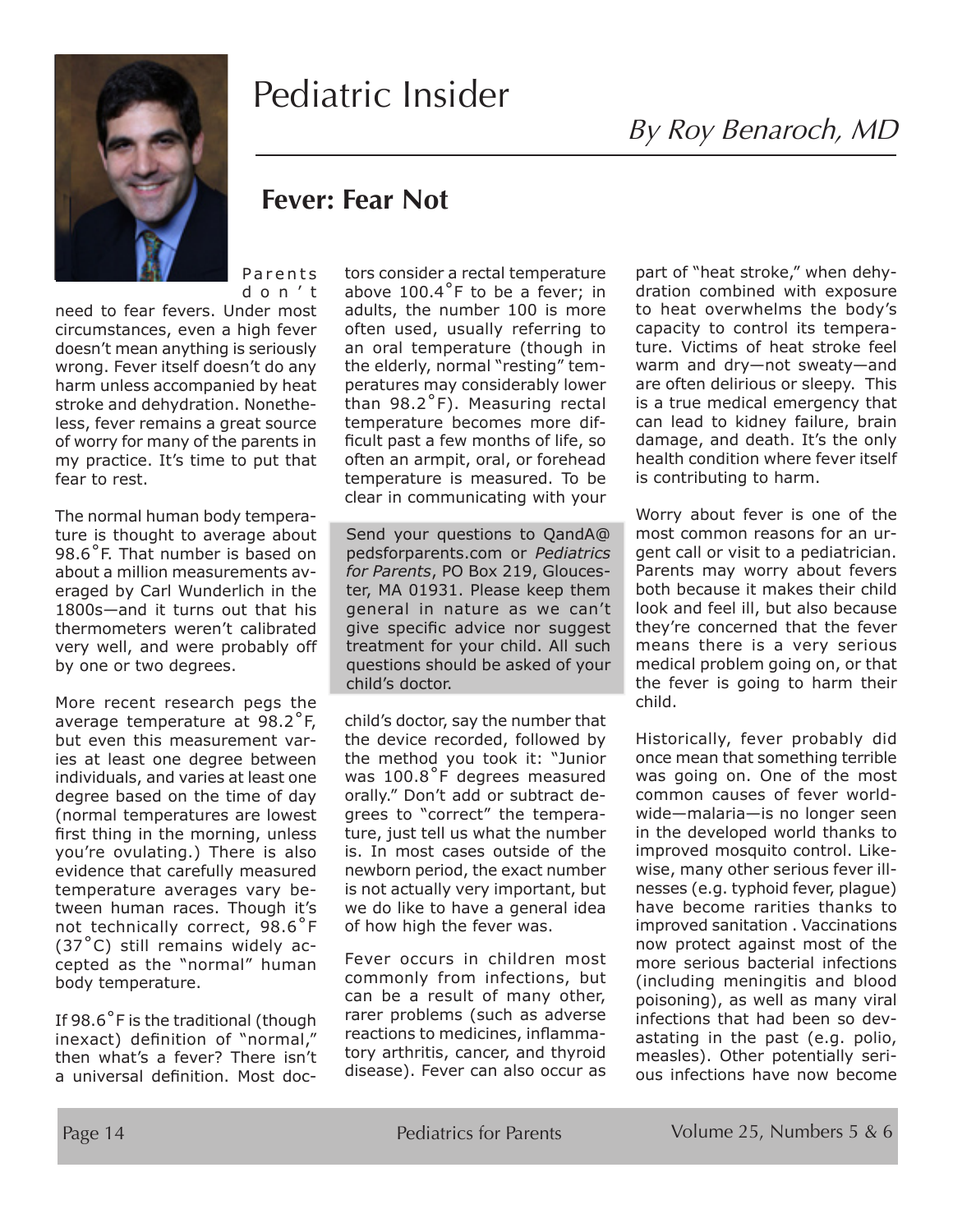# Pediatric Insider

*By Roy Benaroch, MD*

## Fever: Fear Not

Parents don't need to fear fevers. Under most circumstances, even a high fever doesn't mean anything is seriously wrong. Fever itself doesn't do any harm unless accompanied by heat stroke and dehydration. Nonetheless, fever remains a great source of worry for many of the parents in my practice. It's time to put that fear to rest.

The normal human body temperature is thought to average about 98.6˚F. That number is based on about a million measurements averaged by Carl Wunderlich in the 1800s—and it turns out that his thermometers weren't calibrated very well, and were probably off by one or two degrees.

More recent research pegs the average temperature at 98.2˚F, but even this measurement varies at least one degree between individuals, and varies at least one degree based on the time of day (normal temperatures are lowest first thing in the morning, unless you're ovulating.) There is also evidence that carefully measured temperature averages vary between human races. Though it's not technically correct, 98.6˚F (37˚C) still remains widely accepted as the "normal" human body temperature.

If 98.6˚F is the traditional (though inexact) definition of "normal," then what's a fever? There isn't a universal definition. Most doctors consider a rectal temperature above 100.4˚F to be a fever; in adults, the number 100 is more often used, usually referring to an oral temperature (though in the elderly, normal "resting" temperatures may considerably lower than 98.2˚F). Measuring rectal temperature becomes more difficult past a few months of life, so often an armpit, oral, or forehead temperature is measured. To be clear in communicating with your child's doctor, say the number that the device recorded, followed by the method you took it: "Junior was 100.8˚F degrees measured orally." Don't add or subtract degrees to "correct" the temperature, just tell us what the number is. In most cases outside of the newborn period, the exact number is not actually very important, but we do like to have a general idea of how high the fever was.

> Send your questions to QandA@pedsforparents.com or *Pediatrics for Parents*, PO Box 219, Gloucester, MA 01931. Please keep them general in nature as we can't give specific advice nor suggest treatment for your child. All such questions should be asked of your child's doctor.

Fever occurs in children most commonly from infections, but can be a result of many other, rarer problems (such as adverse reactions to medicines, inflammatory arthritis, cancer, and thyroid disease). Fever can also occur as part of "heat stroke," when dehydration combined with exposure to heat overwhelms the body's capacity to control its temperature. Victims of heat stroke feel warm and dry—not sweaty—and are often delirious or sleepy. This is a true medical emergency that can lead to kidney failure, brain damage, and death. It's the only health condition where fever itself is contributing to harm.

Worry about fever is one of the most common reasons for an urgent call or visit to a pediatrician. Parents may worry about fevers both because it makes their child look and feel ill, but also because they're concerned that the fever means there is a very serious medical problem going on, or that the fever is going to harm their child.

Historically, fever probably did once mean that something terrible was going on. One of the most common causes of fever worldwide—malaria—is no longer seen in the developed world thanks to improved mosquito control. Likewise, many other serious fever illnesses (e.g. typhoid fever, plague) have become rarities thanks to improved sanitation . Vaccinations now protect against most of the more serious bacterial infections (including meningitis and blood poisoning), as well as many viral infections that had been so devastating in the past (e.g. polio, measles). Other potentially serious infections have now become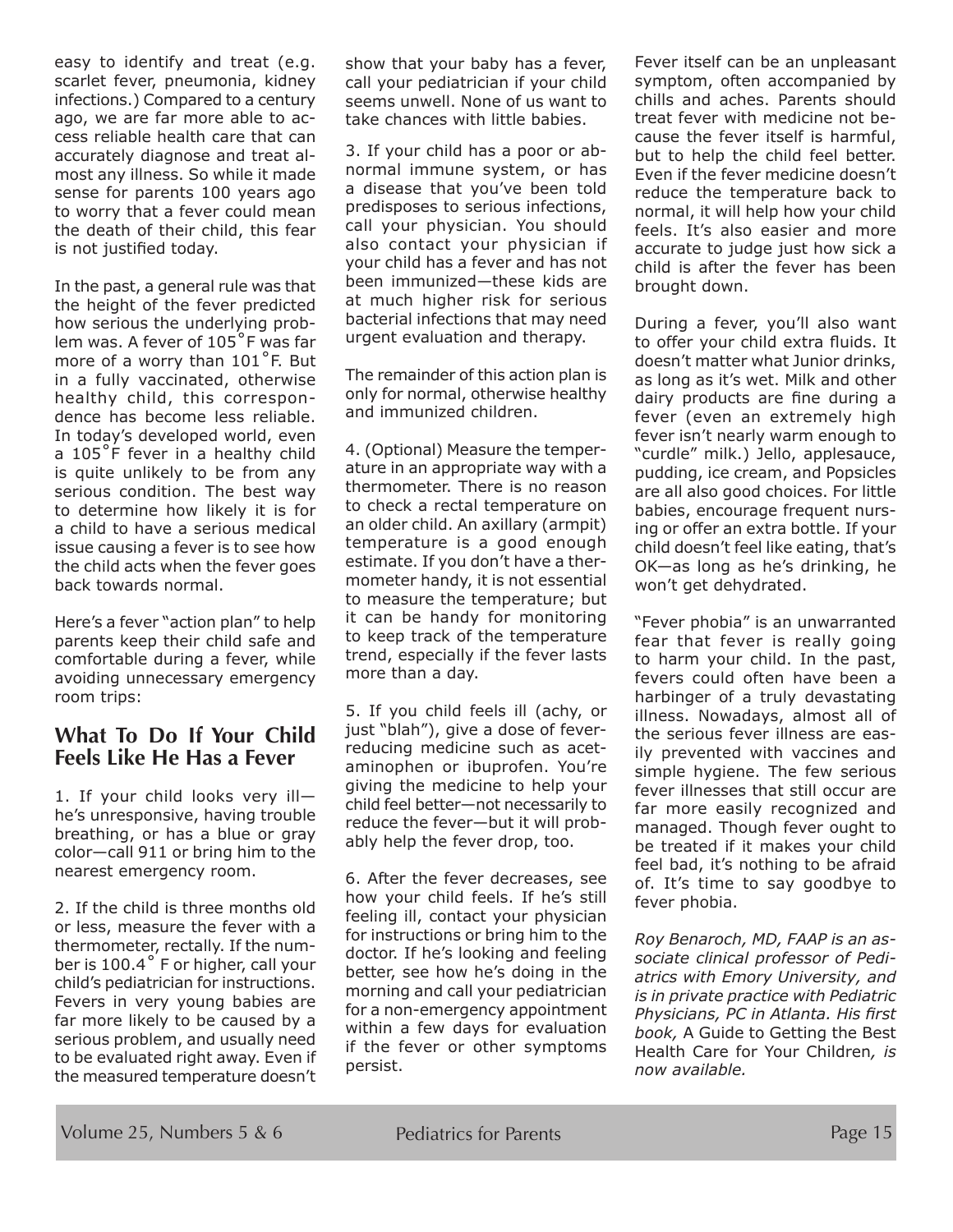easy to identify and treat (e.g. scarlet fever, pneumonia, kidney infections.) Compared to a century ago, we are far more able to access reliable health care that can accurately diagnose and treat almost any illness. So while it made sense for parents 100 years ago to worry that a fever could mean the death of their child, this fear is not justified today.

In the past, a general rule was that the height of the fever predicted how serious the underlying problem was. A fever of 105˚F was far more of a worry than 101˚F. But in a fully vaccinated, otherwise healthy child, this correspondence has become less reliable. In today's developed world, even a 105˚F fever in a healthy child is quite unlikely to be from any serious condition. The best way to determine how likely it is for a child to have a serious medical issue causing a fever is to see how the child acts when the fever goes back towards normal.

Here's a fever "action plan" to help parents keep their child safe and comfortable during a fever, while avoiding unnecessary emergency room trips:

## What To Do If Your Child Feels Like He Has a Fever

1. If your child looks very ill—he's unresponsive, having trouble breathing, or has a blue or gray color—call 911 or bring him to the nearest emergency room.

2. If the child is three months old or less, measure the fever with a thermometer, rectally. If the number is 100.4˚ F or higher, call your child's pediatrician for instructions. Fevers in very young babies are far more likely to be caused by a serious problem, and usually need to be evaluated right away. Even if the measured temperature doesn't show that your baby has a fever, call your pediatrician if your child seems unwell. None of us want to take chances with little babies.

3. If your child has a poor or abnormal immune system, or has a disease that you've been told predisposes to serious infections, call your physician. You should also contact your physician if your child has a fever and has not been immunized—these kids are at much higher risk for serious bacterial infections that may need urgent evaluation and therapy.

The remainder of this action plan is only for normal, otherwise healthy and immunized children.

4. (Optional) Measure the temperature in an appropriate way with a thermometer. There is no reason to check a rectal temperature on an older child. An axillary (armpit) temperature is a good enough estimate. If you don't have a thermometer handy, it is not essential to measure the temperature; but it can be handy for monitoring to keep track of the temperature trend, especially if the fever lasts more than a day.

5. If you child feels ill (achy, or just "blah"), give a dose of fever-reducing medicine such as acetaminophen or ibuprofen. You're giving the medicine to help your child feel better—not necessarily to reduce the fever—but it will probably help the fever drop, too.

6. After the fever decreases, see how your child feels. If he's still feeling ill, contact your physician for instructions or bring him to the doctor. If he's looking and feeling better, see how he's doing in the morning and call your pediatrician for a non-emergency appointment within a few days for evaluation if the fever or other symptoms persist.

Fever itself can be an unpleasant symptom, often accompanied by chills and aches. Parents should treat fever with medicine not because the fever itself is harmful, but to help the child feel better. Even if the fever medicine doesn't reduce the temperature back to normal, it will help how your child feels. It's also easier and more accurate to judge just how sick a child is after the fever has been brought down.

During a fever, you'll also want to offer your child extra fluids. It doesn't matter what Junior drinks, as long as it's wet. Milk and other dairy products are fine during a fever (even an extremely high fever isn't nearly warm enough to "curdle" milk.) Jello, applesauce, pudding, ice cream, and Popsicles are all also good choices. For little babies, encourage frequent nursing or offer an extra bottle. If your child doesn't feel like eating, that's OK—as long as he's drinking, he won't get dehydrated.

"Fever phobia" is an unwarranted fear that fever is really going to harm your child. In the past, fevers could often have been a harbinger of a truly devastating illness. Nowadays, almost all of the serious fever illness are easily prevented with vaccines and simple hygiene. The few serious fever illnesses that still occur are far more easily recognized and managed. Though fever ought to be treated if it makes your child feel bad, it's nothing to be afraid of. It's time to say goodbye to fever phobia.

*Roy Benaroch, MD, FAAP is an associate clinical professor of Pediatrics with Emory University, and is in private practice with Pediatric Physicians, PC in Atlanta. His first book,* A Guide to Getting the Best Health Care for Your Children*, is now available.*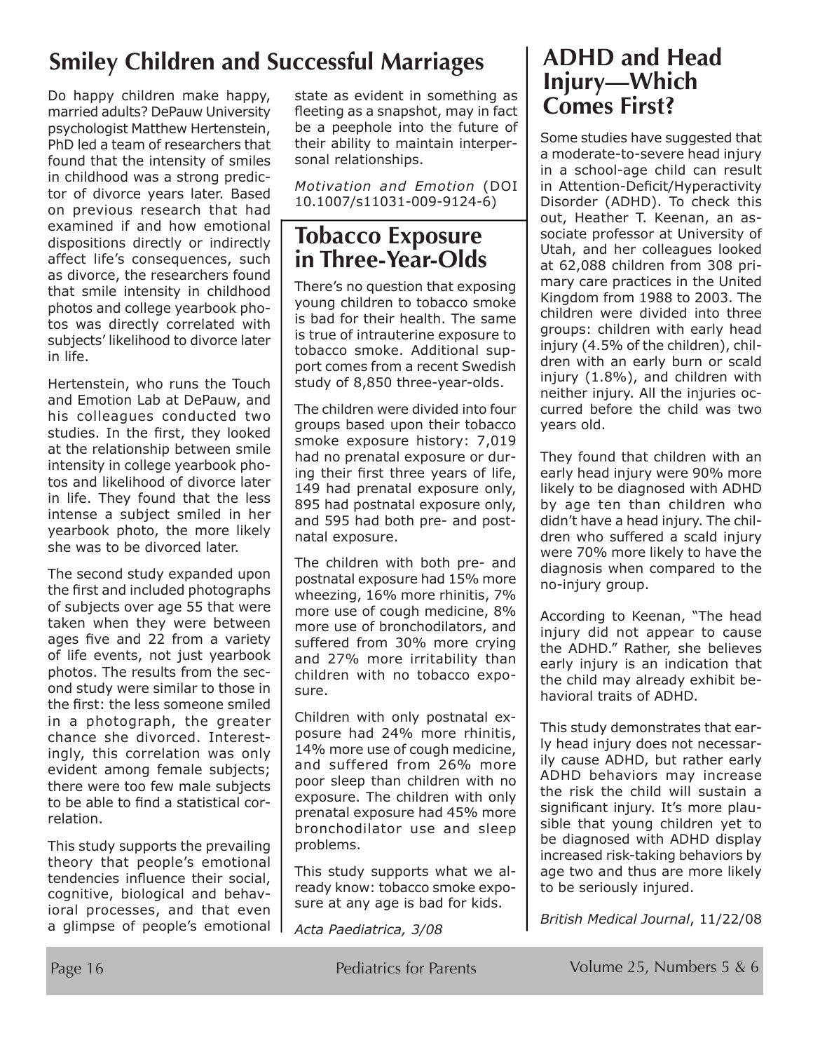## Smiley Children and Successful Marriages

Do happy children make happy, married adults? DePauw University psychologist Matthew Hertenstein, PhD led a team of researchers that found that the intensity of smiles in childhood was a strong predictor of divorce years later. Based on previous research that had examined if and how emotional dispositions directly or indirectly affect life's consequences, such as divorce, the researchers found that smile intensity in childhood photos and college yearbook photos was directly correlated with subjects' likelihood to divorce later in life.

Hertenstein, who runs the Touch and Emotion Lab at DePauw, and his colleagues conducted two studies. In the first, they looked at the relationship between smile intensity in college yearbook photos and likelihood of divorce later in life. They found that the less intense a subject smiled in her yearbook photo, the more likely she was to be divorced later.

The second study expanded upon the first and included photographs of subjects over age 55 that were taken when they were between ages five and 22 from a variety of life events, not just yearbook photos. The results from the second study were similar to those in the first: the less someone smiled in a photograph, the greater chance she divorced. Interestingly, this correlation was only evident among female subjects; there were too few male subjects to be able to find a statistical correlation.

This study supports the prevailing theory that people's emotional tendencies influence their social, cognitive, biological and behavioral processes, and that even a glimpse of people's emotional state as evident in something as fleeting as a snapshot, may in fact be a peephole into the future of their ability to maintain interpersonal relationships.

*Motivation and Emotion* (DOI 10.1007/s11031-009-9124-6)

## Tobacco Exposure in Three-Year-Olds

There's no question that exposing young children to tobacco smoke is bad for their health. The same is true of intrauterine exposure to tobacco smoke. Additional support comes from a recent Swedish study of 8,850 three-year-olds.

The children were divided into four groups based upon their tobacco smoke exposure history: 7,019 had no prenatal exposure or during their first three years of life, 149 had prenatal exposure only, 895 had postnatal exposure only, and 595 had both pre- and postnatal exposure.

The children with both pre- and postnatal exposure had 15% more wheezing, 16% more rhinitis, 7% more use of cough medicine, 8% more use of bronchodilators, and suffered from 30% more crying and 27% more irritability than children with no tobacco exposure.

Children with only postnatal exposure had 24% more rhinitis, 14% more use of cough medicine, and suffered from 26% more poor sleep than children with no exposure. The children with only prenatal exposure had 45% more bronchodilator use and sleep problems.

This study supports what we already know: tobacco smoke exposure at any age is bad for kids.

*Acta Paediatrica, 3/08*

## ADHD and Head Injury—Which Comes First?

Some studies have suggested that a moderate-to-severe head injury in a school-age child can result in Attention-Deficit/Hyperactivity Disorder (ADHD). To check this out, Heather T. Keenan, an associate professor at University of Utah, and her colleagues looked at 62,088 children from 308 primary care practices in the United Kingdom from 1988 to 2003. The children were divided into three groups: children with early head injury (4.5% of the children), children with an early burn or scald injury (1.8%), and children with neither injury. All the injuries occurred before the child was two years old.

They found that children with an early head injury were 90% more likely to be diagnosed with ADHD by age ten than children who didn't have a head injury. The children who suffered a scald injury were 70% more likely to have the diagnosis when compared to the no-injury group.

According to Keenan, "The head injury did not appear to cause the ADHD." Rather, she believes early injury is an indication that the child may already exhibit behavioral traits of ADHD.

This study demonstrates that early head injury does not necessarily cause ADHD, but rather early ADHD behaviors may increase the risk the child will sustain a significant injury. It's more plausible that young children yet to be diagnosed with ADHD display increased risk-taking behaviors by age two and thus are more likely to be seriously injured.

*British Medical Journal*, 11/22/08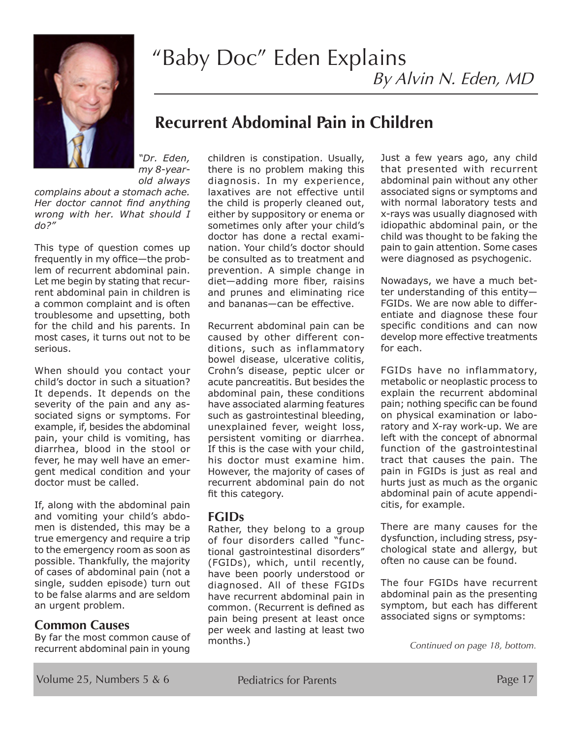# "Baby Doc" Eden Explains

*By Alvin N. Eden, MD*

## Recurrent Abdominal Pain in Children

*"Dr. Eden, my 8-year-old always complains about a stomach ache. Her doctor cannot find anything wrong with her. What should I do?"*

This type of question comes up frequently in my office—the problem of recurrent abdominal pain. Let me begin by stating that recurrent abdominal pain in children is a common complaint and is often troublesome and upsetting, both for the child and his parents. In most cases, it turns out not to be serious.

When should you contact your child's doctor in such a situation? It depends. It depends on the severity of the pain and any associated signs or symptoms. For example, if, besides the abdominal pain, your child is vomiting, has diarrhea, blood in the stool or fever, he may well have an emergent medical condition and your doctor must be called.

If, along with the abdominal pain and vomiting your child's abdomen is distended, this may be a true emergency and require a trip to the emergency room as soon as possible. Thankfully, the majority of cases of abdominal pain (not a single, sudden episode) turn out to be false alarms and are seldom an urgent problem.

### Common Causes

By far the most common cause of recurrent abdominal pain in young children is constipation. Usually, there is no problem making this diagnosis. In my experience, laxatives are not effective until the child is properly cleaned out, either by suppository or enema or sometimes only after your child's doctor has done a rectal examination. Your child's doctor should be consulted as to treatment and prevention. A simple change in diet—adding more fiber, raisins and prunes and eliminating rice and bananas—can be effective.

Recurrent abdominal pain can be caused by other different conditions, such as inflammatory bowel disease, ulcerative colitis, Crohn's disease, peptic ulcer or acute pancreatitis. But besides the abdominal pain, these conditions have associated alarming features such as gastrointestinal bleeding, unexplained fever, weight loss, persistent vomiting or diarrhea. If this is the case with your child, his doctor must examine him. However, the majority of cases of recurrent abdominal pain do not fit this category.

### FGIDs

Rather, they belong to a group of four disorders called "functional gastrointestinal disorders" (FGIDs), which, until recently, have been poorly understood or diagnosed. All of these FGIDs have recurrent abdominal pain in common. (Recurrent is defined as pain being present at least once per week and lasting at least two months.)

Just a few years ago, any child that presented with recurrent abdominal pain without any other associated signs or symptoms and with normal laboratory tests and x-rays was usually diagnosed with idiopathic abdominal pain, or the child was thought to be faking the pain to gain attention. Some cases were diagnosed as psychogenic.

Nowadays, we have a much better understanding of this entity—FGIDs. We are now able to differentiate and diagnose these four specific conditions and can now develop more effective treatments for each.

FGIDs have no inflammatory, metabolic or neoplastic process to explain the recurrent abdominal pain; nothing specific can be found on physical examination or laboratory and X-ray work-up. We are left with the concept of abnormal function of the gastrointestinal tract that causes the pain. The pain in FGIDs is just as real and hurts just as much as the organic abdominal pain of acute appendicitis, for example.

There are many causes for the dysfunction, including stress, psychological state and allergy, but often no cause can be found.

The four FGIDs have recurrent abdominal pain as the presenting symptom, but each has different associated signs or symptoms:

*Continued on page 18, bottom.*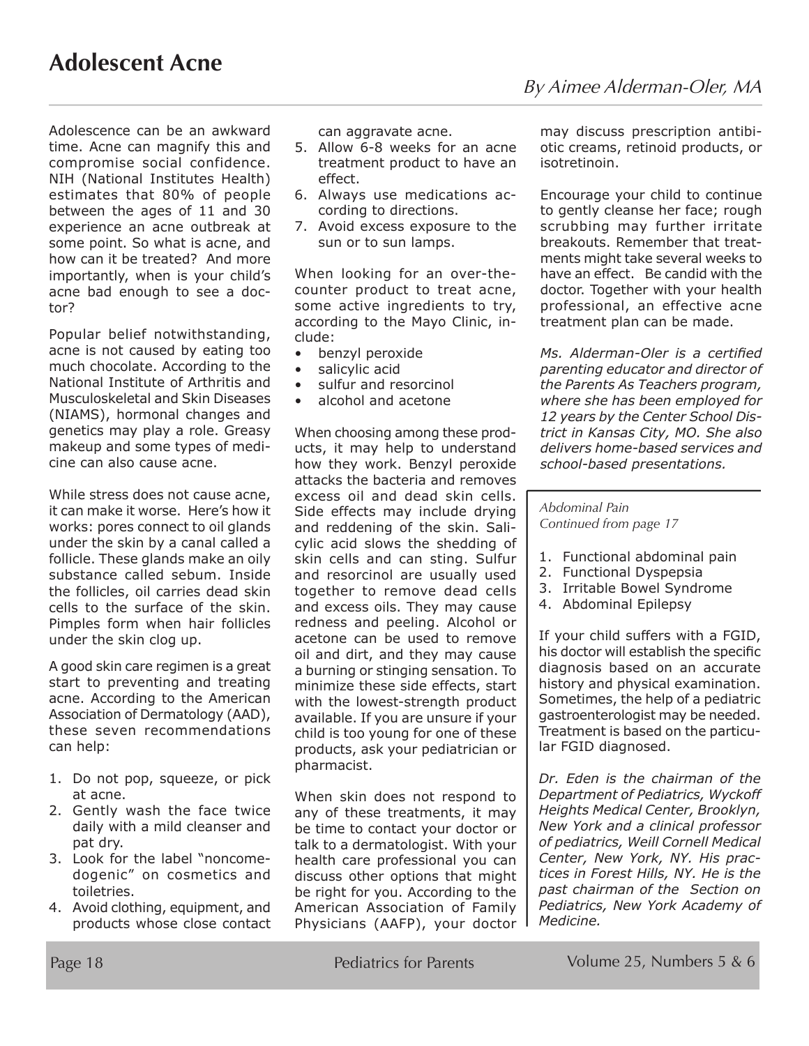# Adolescent Acne

*By Aimee Alderman-Oler, MA*

Adolescence can be an awkward time. Acne can magnify this and compromise social confidence. NIH (National Institutes Health) estimates that 80% of people between the ages of 11 and 30 experience an acne outbreak at some point. So what is acne, and how can it be treated? And more importantly, when is your child's acne bad enough to see a doctor?

Popular belief notwithstanding, acne is not caused by eating too much chocolate. According to the National Institute of Arthritis and Musculoskeletal and Skin Diseases (NIAMS), hormonal changes and genetics may play a role. Greasy makeup and some types of medicine can also cause acne.

While stress does not cause acne, it can make it worse. Here's how it works: pores connect to oil glands under the skin by a canal called a follicle. These glands make an oily substance called sebum. Inside the follicles, oil carries dead skin cells to the surface of the skin. Pimples form when hair follicles under the skin clog up.

A good skin care regimen is a great start to preventing and treating acne. According to the American Association of Dermatology (AAD), these seven recommendations can help:

1. Do not pop, squeeze, or pick at acne.
2. Gently wash the face twice daily with a mild cleanser and pat dry.
3. Look for the label "noncomedogenic" on cosmetics and toiletries.
4. Avoid clothing, equipment, and products whose close contact can aggravate acne.
5. Allow 6-8 weeks for an acne treatment product to have an effect.
6. Always use medications according to directions.
7. Avoid excess exposure to the sun or to sun lamps.

When looking for an over-the-counter product to treat acne, some active ingredients to try, according to the Mayo Clinic, include:

- benzyl peroxide
- salicylic acid
- sulfur and resorcinol
- alcohol and acetone

When choosing among these products, it may help to understand how they work. Benzyl peroxide attacks the bacteria and removes excess oil and dead skin cells. Side effects may include drying and reddening of the skin. Salicylic acid slows the shedding of skin cells and can sting. Sulfur and resorcinol are usually used together to remove dead cells and excess oils. They may cause redness and peeling. Alcohol or acetone can be used to remove oil and dirt, and they may cause a burning or stinging sensation. To minimize these side effects, start with the lowest-strength product available. If you are unsure if your child is too young for one of these products, ask your pediatrician or pharmacist.

When skin does not respond to any of these treatments, it may be time to contact your doctor or talk to a dermatologist. With your health care professional you can discuss other options that might be right for you. According to the American Association of Family Physicians (AAFP), your doctor may discuss prescription antibiotic creams, retinoid products, or isotretinoin.

Encourage your child to continue to gently cleanse her face; rough scrubbing may further irritate breakouts. Remember that treatments might take several weeks to have an effect. Be candid with the doctor. Together with your health professional, an effective acne treatment plan can be made.

*Ms. Alderman-Oler is a certified parenting educator and director of the Parents As Teachers program, where she has been employed for 12 years by the Center School District in Kansas City, MO. She also delivers home-based services and school-based presentations.*

---

*Abdominal Pain*
*Continued from page 17*

1. Functional abdominal pain
2. Functional Dyspepsia
3. Irritable Bowel Syndrome
4. Abdominal Epilepsy

If your child suffers with a FGID, his doctor will establish the specific diagnosis based on an accurate history and physical examination. Sometimes, the help of a pediatric gastroenterologist may be needed. Treatment is based on the particular FGID diagnosed.

*Dr. Eden is the chairman of the Department of Pediatrics, Wyckoff Heights Medical Center, Brooklyn, New York and a clinical professor of pediatrics, Weill Cornell Medical Center, New York, NY. His practices in Forest Hills, NY. He is the past chairman of the Section on Pediatrics, New York Academy of Medicine.*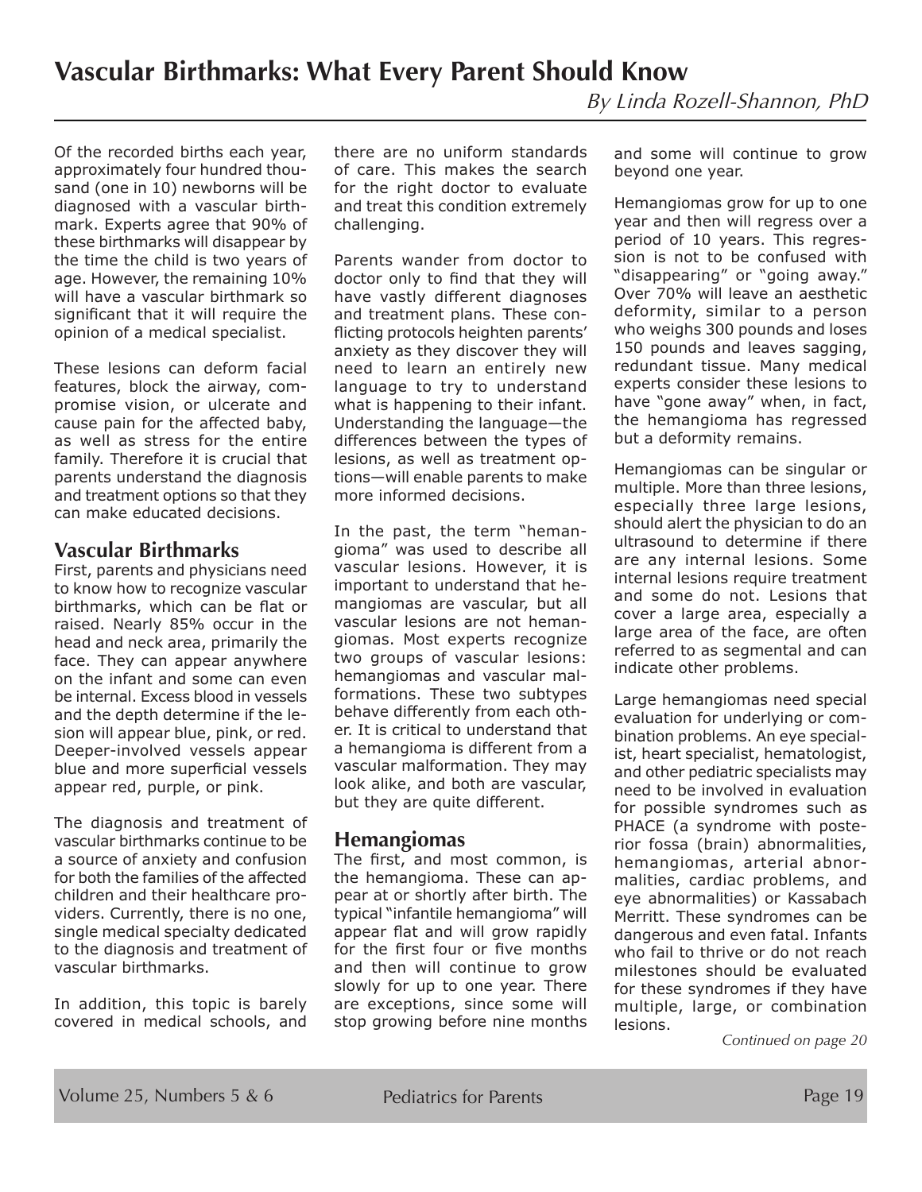# Vascular Birthmarks: What Every Parent Should Know

*By Linda Rozell-Shannon, PhD*

Of the recorded births each year, approximately four hundred thousand (one in 10) newborns will be diagnosed with a vascular birthmark. Experts agree that 90% of these birthmarks will disappear by the time the child is two years of age. However, the remaining 10% will have a vascular birthmark so significant that it will require the opinion of a medical specialist.

These lesions can deform facial features, block the airway, compromise vision, or ulcerate and cause pain for the affected baby, as well as stress for the entire family. Therefore it is crucial that parents understand the diagnosis and treatment options so that they can make educated decisions.

## Vascular Birthmarks

First, parents and physicians need to know how to recognize vascular birthmarks, which can be flat or raised. Nearly 85% occur in the head and neck area, primarily the face. They can appear anywhere on the infant and some can even be internal. Excess blood in vessels and the depth determine if the lesion will appear blue, pink, or red. Deeper-involved vessels appear blue and more superficial vessels appear red, purple, or pink.

The diagnosis and treatment of vascular birthmarks continue to be a source of anxiety and confusion for both the families of the affected children and their healthcare providers. Currently, there is no one, single medical specialty dedicated to the diagnosis and treatment of vascular birthmarks.

In addition, this topic is barely covered in medical schools, and there are no uniform standards of care. This makes the search for the right doctor to evaluate and treat this condition extremely challenging.

Parents wander from doctor to doctor only to find that they will have vastly different diagnoses and treatment plans. These conflicting protocols heighten parents' anxiety as they discover they will need to learn an entirely new language to try to understand what is happening to their infant. Understanding the language—the differences between the types of lesions, as well as treatment options—will enable parents to make more informed decisions.

In the past, the term "hemangioma" was used to describe all vascular lesions. However, it is important to understand that hemangiomas are vascular, but all vascular lesions are not hemangiomas. Most experts recognize two groups of vascular lesions: hemangiomas and vascular malformations. These two subtypes behave differently from each other. It is critical to understand that a hemangioma is different from a vascular malformation. They may look alike, and both are vascular, but they are quite different.

## Hemangiomas

The first, and most common, is the hemangioma. These can appear at or shortly after birth. The typical "infantile hemangioma" will appear flat and will grow rapidly for the first four or five months and then will continue to grow slowly for up to one year. There are exceptions, since some will stop growing before nine months and some will continue to grow beyond one year.

Hemangiomas grow for up to one year and then will regress over a period of 10 years. This regression is not to be confused with "disappearing" or "going away." Over 70% will leave an aesthetic deformity, similar to a person who weighs 300 pounds and loses 150 pounds and leaves sagging, redundant tissue. Many medical experts consider these lesions to have "gone away" when, in fact, the hemangioma has regressed but a deformity remains.

Hemangiomas can be singular or multiple. More than three lesions, especially three large lesions, should alert the physician to do an ultrasound to determine if there are any internal lesions. Some internal lesions require treatment and some do not. Lesions that cover a large area, especially a large area of the face, are often referred to as segmental and can indicate other problems.

Large hemangiomas need special evaluation for underlying or combination problems. An eye specialist, heart specialist, hematologist, and other pediatric specialists may need to be involved in evaluation for possible syndromes such as PHACE (a syndrome with posterior fossa (brain) abnormalities, hemangiomas, arterial abnormalities, cardiac problems, and eye abnormalities) or Kassabach Merritt. These syndromes can be dangerous and even fatal. Infants who fail to thrive or do not reach milestones should be evaluated for these syndromes if they have multiple, large, or combination lesions.

*Continued on page 20*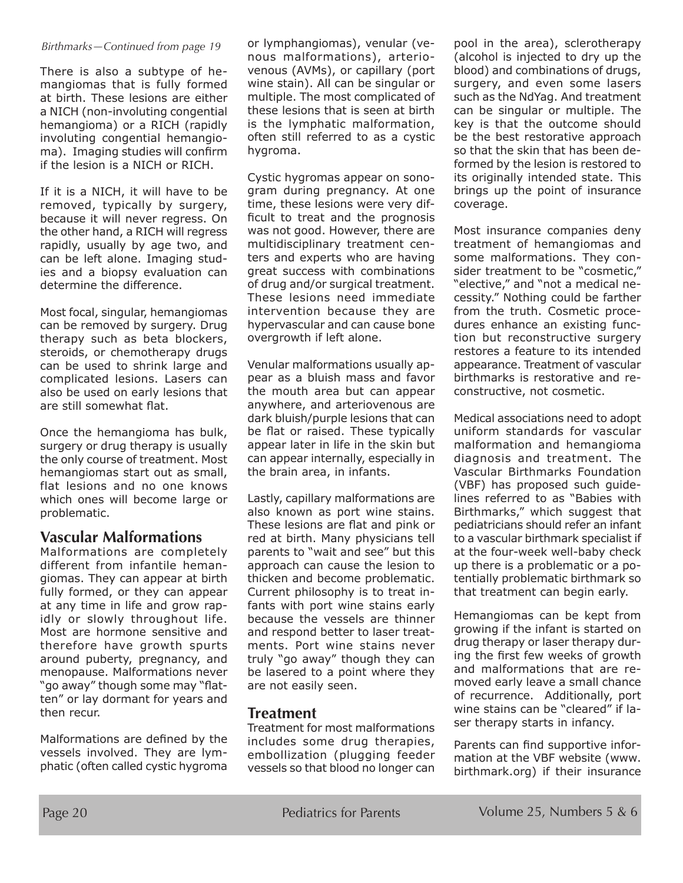*Birthmarks—Continued from page 19*

There is also a subtype of hemangiomas that is fully formed at birth. These lesions are either a NICH (non-involuting congential hemangioma) or a RICH (rapidly involuting congential hemangioma). Imaging studies will confirm if the lesion is a NICH or RICH.

If it is a NICH, it will have to be removed, typically by surgery, because it will never regress. On the other hand, a RICH will regress rapidly, usually by age two, and can be left alone. Imaging studies and a biopsy evaluation can determine the difference.

Most focal, singular, hemangiomas can be removed by surgery. Drug therapy such as beta blockers, steroids, or chemotherapy drugs can be used to shrink large and complicated lesions. Lasers can also be used on early lesions that are still somewhat flat.

Once the hemangioma has bulk, surgery or drug therapy is usually the only course of treatment. Most hemangiomas start out as small, flat lesions and no one knows which ones will become large or problematic.

## Vascular Malformations

Malformations are completely different from infantile hemangiomas. They can appear at birth fully formed, or they can appear at any time in life and grow rapidly or slowly throughout life. Most are hormone sensitive and therefore have growth spurts around puberty, pregnancy, and menopause. Malformations never "go away" though some may "flatten" or lay dormant for years and then recur.

Malformations are defined by the vessels involved. They are lymphatic (often called cystic hygroma or lymphangiomas), venular (venous malformations), arteriovenous (AVMs), or capillary (port wine stain). All can be singular or multiple. The most complicated of these lesions that is seen at birth is the lymphatic malformation, often still referred to as a cystic hygroma.

Cystic hygromas appear on sonogram during pregnancy. At one time, these lesions were very difficult to treat and the prognosis was not good. However, there are multidisciplinary treatment centers and experts who are having great success with combinations of drug and/or surgical treatment. These lesions need immediate intervention because they are hypervascular and can cause bone overgrowth if left alone.

Venular malformations usually appear as a bluish mass and favor the mouth area but can appear anywhere, and arteriovenous are dark bluish/purple lesions that can be flat or raised. These typically appear later in life in the skin but can appear internally, especially in the brain area, in infants.

Lastly, capillary malformations are also known as port wine stains. These lesions are flat and pink or red at birth. Many physicians tell parents to "wait and see" but this approach can cause the lesion to thicken and become problematic. Current philosophy is to treat infants with port wine stains early because the vessels are thinner and respond better to laser treatments. Port wine stains never truly "go away" though they can be lasered to a point where they are not easily seen.

## Treatment

Treatment for most malformations includes some drug therapies, embollization (plugging feeder vessels so that blood no longer can pool in the area), sclerotherapy (alcohol is injected to dry up the blood) and combinations of drugs, surgery, and even some lasers such as the NdYag. And treatment can be singular or multiple. The key is that the outcome should be the best restorative approach so that the skin that has been deformed by the lesion is restored to its originally intended state. This brings up the point of insurance coverage.

Most insurance companies deny treatment of hemangiomas and some malformations. They consider treatment to be "cosmetic," "elective," and "not a medical necessity." Nothing could be farther from the truth. Cosmetic procedures enhance an existing function but reconstructive surgery restores a feature to its intended appearance. Treatment of vascular birthmarks is restorative and reconstructive, not cosmetic.

Medical associations need to adopt uniform standards for vascular malformation and hemangioma diagnosis and treatment. The Vascular Birthmarks Foundation (VBF) has proposed such guidelines referred to as "Babies with Birthmarks," which suggest that pediatricians should refer an infant to a vascular birthmark specialist if at the four-week well-baby check up there is a problematic or a potentially problematic birthmark so that treatment can begin early.

Hemangiomas can be kept from growing if the infant is started on drug therapy or laser therapy during the first few weeks of growth and malformations that are removed early leave a small chance of recurrence. Additionally, port wine stains can be "cleared" if laser therapy starts in infancy.

Parents can find supportive information at the VBF website (www.birthmark.org) if their insurance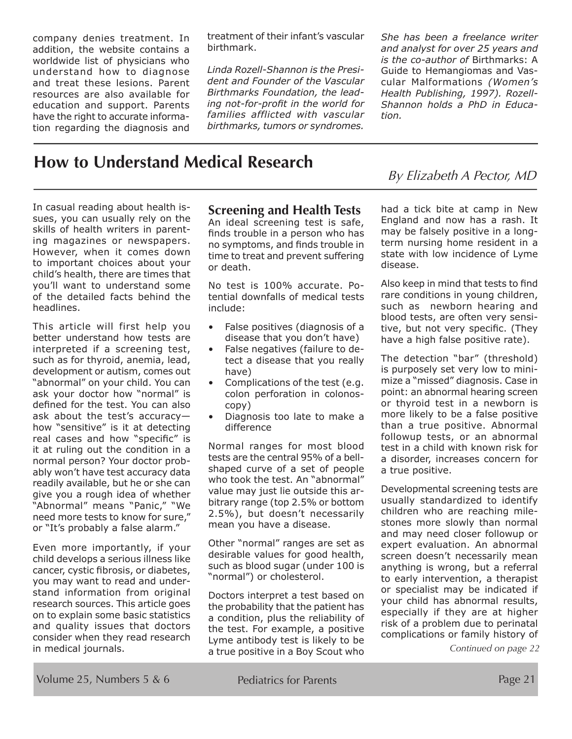company denies treatment. In addition, the website contains a worldwide list of physicians who understand how to diagnose and treat these lesions. Parent resources are also available for education and support. Parents have the right to accurate information regarding the diagnosis and treatment of their infant's vascular birthmark.

*Linda Rozell-Shannon is the President and Founder of the Vascular Birthmarks Foundation, the leading not-for-profit in the world for families afflicted with vascular birthmarks, tumors or syndromes. She has been a freelance writer and analyst for over 25 years and is the co-author of* Birthmarks: A Guide to Hemangiomas and Vascular Malformations *(Women's Health Publishing, 1997). Rozell-Shannon holds a PhD in Education.*

# How to Understand Medical Research

*By Elizabeth A Pector, MD*

In casual reading about health issues, you can usually rely on the skills of health writers in parenting magazines or newspapers. However, when it comes down to important choices about your child's health, there are times that you'll want to understand some of the detailed facts behind the headlines.

This article will first help you better understand how tests are interpreted if a screening test, such as for thyroid, anemia, lead, development or autism, comes out "abnormal" on your child. You can ask your doctor how "normal" is defined for the test. You can also ask about the test's accuracy—how "sensitive" is it at detecting real cases and how "specific" is it at ruling out the condition in a normal person? Your doctor probably won't have test accuracy data readily available, but he or she can give you a rough idea of whether "Abnormal" means "Panic," "We need more tests to know for sure," or "It's probably a false alarm."

Even more importantly, if your child develops a serious illness like cancer, cystic fibrosis, or diabetes, you may want to read and understand information from original research sources. This article goes on to explain some basic statistics and quality issues that doctors consider when they read research in medical journals.

## Screening and Health Tests

An ideal screening test is safe, finds trouble in a person who has no symptoms, and finds trouble in time to treat and prevent suffering or death.

No test is 100% accurate. Potential downfalls of medical tests include:

- False positives (diagnosis of a disease that you don't have)
- False negatives (failure to detect a disease that you really have)
- Complications of the test (e.g. colon perforation in colonoscopy)
- Diagnosis too late to make a difference

Normal ranges for most blood tests are the central 95% of a bell-shaped curve of a set of people who took the test. An "abnormal" value may just lie outside this arbitrary range (top 2.5% or bottom 2.5%), but doesn't necessarily mean you have a disease.

Other "normal" ranges are set as desirable values for good health, such as blood sugar (under 100 is "normal") or cholesterol.

Doctors interpret a test based on the probability that the patient has a condition, plus the reliability of the test. For example, a positive Lyme antibody test is likely to be a true positive in a Boy Scout who had a tick bite at camp in New England and now has a rash. It may be falsely positive in a long-term nursing home resident in a state with low incidence of Lyme disease.

Also keep in mind that tests to find rare conditions in young children, such as newborn hearing and blood tests, are often very sensitive, but not very specific. (They have a high false positive rate).

The detection "bar" (threshold) is purposely set very low to minimize a "missed" diagnosis. Case in point: an abnormal hearing screen or thyroid test in a newborn is more likely to be a false positive than a true positive. Abnormal followup tests, or an abnormal test in a child with known risk for a disorder, increases concern for a true positive.

Developmental screening tests are usually standardized to identify children who are reaching milestones more slowly than normal and may need closer followup or expert evaluation. An abnormal screen doesn't necessarily mean anything is wrong, but a referral to early intervention, a therapist or specialist may be indicated if your child has abnormal results, especially if they are at higher risk of a problem due to perinatal complications or family history of

*Continued on page 22*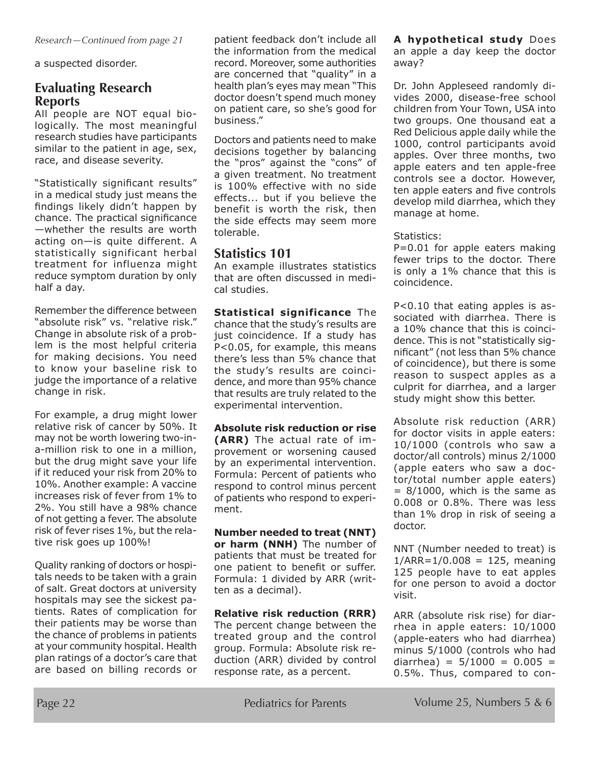*Research—Continued from page 21*

a suspected disorder.

## Evaluating Research Reports

All people are NOT equal biologically. The most meaningful research studies have participants similar to the patient in age, sex, race, and disease severity.

"Statistically significant results" in a medical study just means the findings likely didn't happen by chance. The practical significance—whether the results are worth acting on—is quite different. A statistically significant herbal treatment for influenza might reduce symptom duration by only half a day.

Remember the difference between "absolute risk" vs. "relative risk." Change in absolute risk of a problem is the most helpful criteria for making decisions. You need to know your baseline risk to judge the importance of a relative change in risk.

For example, a drug might lower relative risk of cancer by 50%. It may not be worth lowering two-in-a-million risk to one in a million, but the drug might save your life if it reduced your risk from 20% to 10%. Another example: A vaccine increases risk of fever from 1% to 2%. You still have a 98% chance of not getting a fever. The absolute risk of fever rises 1%, but the relative risk goes up 100%!

Quality ranking of doctors or hospitals needs to be taken with a grain of salt. Great doctors at university hospitals may see the sickest patients. Rates of complication for their patients may be worse than the chance of problems in patients at your community hospital. Health plan ratings of a doctor's care that are based on billing records or patient feedback don't include all the information from the medical record. Moreover, some authorities are concerned that "quality" in a health plan's eyes may mean "This doctor doesn't spend much money on patient care, so she's good for business."

Doctors and patients need to make decisions together by balancing the "pros" against the "cons" of a given treatment. No treatment is 100% effective with no side effects... but if you believe the benefit is worth the risk, then the side effects may seem more tolerable.

## Statistics 101

An example illustrates statistics that are often discussed in medical studies.

**Statistical significance** The chance that the study's results are just coincidence. If a study has $P<0.05$, for example, this means there's less than 5% chance that the study's results are coincidence, and more than 95% chance that results are truly related to the experimental intervention.

**Absolute risk reduction or rise (ARR)** The actual rate of improvement or worsening caused by an experimental intervention. Formula: Percent of patients who respond to control minus percent of patients who respond to experiment.

**Number needed to treat (NNT) or harm (NNH)** The number of patients that must be treated for one patient to benefit or suffer. Formula: 1 divided by ARR (written as a decimal).

**Relative risk reduction (RRR)** The percent change between the treated group and the control group. Formula: Absolute risk reduction (ARR) divided by control response rate, as a percent.

**A hypothetical study** Does an apple a day keep the doctor away?

Dr. John Appleseed randomly divides 2000, disease-free school children from Your Town, USA into two groups. One thousand eat a Red Delicious apple daily while the 1000, control participants avoid apples. Over three months, two apple eaters and ten apple-free controls see a doctor. However, ten apple eaters and five controls develop mild diarrhea, which they manage at home.

Statistics:

$P=0.01$ for apple eaters making fewer trips to the doctor. There is only a 1% chance that this is coincidence.

$P<0.10$ that eating apples is associated with diarrhea. There is a 10% chance that this is coincidence. This is not "statistically significant" (not less than 5% chance of coincidence), but there is some reason to suspect apples as a culprit for diarrhea, and a larger study might show this better.

Absolute risk reduction (ARR) for doctor visits in apple eaters: 10/1000 (controls who saw a doctor/all controls) minus 2/1000 (apple eaters who saw a doctor/total number apple eaters) = 8/1000, which is the same as 0.008 or 0.8%. There was less than 1% drop in risk of seeing a doctor.

NNT (Number needed to treat) is $1/ARR=1/0.008 = 125$, meaning 125 people have to eat apples for one person to avoid a doctor visit.

ARR (absolute risk rise) for diarrhea in apple eaters: 10/1000 (apple-eaters who had diarrhea) minus 5/1000 (controls who had diarrhea) = 5/1000 = 0.005 = 0.5%. Thus, compared to con-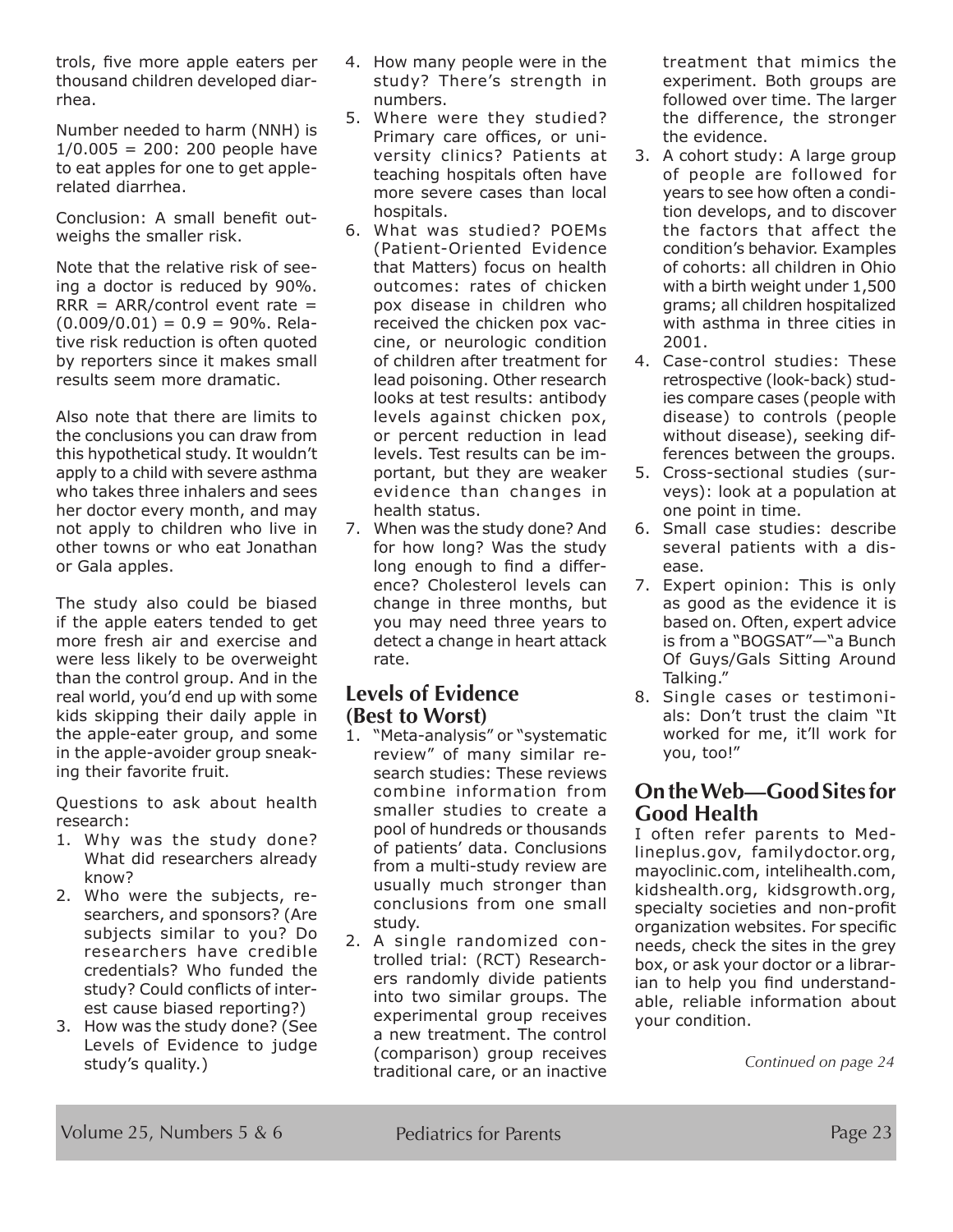trols, five more apple eaters per thousand children developed diarrhea.

Number needed to harm (NNH) is $1/0.005 = 200$: 200 people have to eat apples for one to get apple-related diarrhea.

Conclusion: A small benefit outweighs the smaller risk.

Note that the relative risk of seeing a doctor is reduced by 90%. $RRR = ARR/\text{control event rate} = (0.009/0.01) = 0.9 = 90\%$. Relative risk reduction is often quoted by reporters since it makes small results seem more dramatic.

Also note that there are limits to the conclusions you can draw from this hypothetical study. It wouldn't apply to a child with severe asthma who takes three inhalers and sees her doctor every month, and may not apply to children who live in other towns or who eat Jonathan or Gala apples.

The study also could be biased if the apple eaters tended to get more fresh air and exercise and were less likely to be overweight than the control group. And in the real world, you'd end up with some kids skipping their daily apple in the apple-eater group, and some in the apple-avoider group sneaking their favorite fruit.

Questions to ask about health research:

1. Why was the study done? What did researchers already know?
2. Who were the subjects, researchers, and sponsors? (Are subjects similar to you? Do researchers have credible credentials? Who funded the study? Could conflicts of interest cause biased reporting?)
3. How was the study done? (See Levels of Evidence to judge study's quality.)
4. How many people were in the study? There's strength in numbers.
5. Where were they studied? Primary care offices, or university clinics? Patients at teaching hospitals often have more severe cases than local hospitals.
6. What was studied? POEMs (Patient-Oriented Evidence that Matters) focus on health outcomes: rates of chicken pox disease in children who received the chicken pox vaccine, or neurologic condition of children after treatment for lead poisoning. Other research looks at test results: antibody levels against chicken pox, or percent reduction in lead levels. Test results can be important, but they are weaker evidence than changes in health status.
7. When was the study done? And for how long? Was the study long enough to find a difference? Cholesterol levels can change in three months, but you may need three years to detect a change in heart attack rate.

## Levels of Evidence (Best to Worst)

1. "Meta-analysis" or "systematic review" of many similar research studies: These reviews combine information from smaller studies to create a pool of hundreds or thousands of patients' data. Conclusions from a multi-study review are usually much stronger than conclusions from one small study.
2. A single randomized controlled trial: (RCT) Researchers randomly divide patients into two similar groups. The experimental group receives a new treatment. The control (comparison) group receives traditional care, or an inactive treatment that mimics the experiment. Both groups are followed over time. The larger the difference, the stronger the evidence.
3. A cohort study: A large group of people are followed for years to see how often a condition develops, and to discover the factors that affect the condition's behavior. Examples of cohorts: all children in Ohio with a birth weight under 1,500 grams; all children hospitalized with asthma in three cities in 2001.
4. Case-control studies: These retrospective (look-back) studies compare cases (people with disease) to controls (people without disease), seeking differences between the groups.
5. Cross-sectional studies (surveys): look at a population at one point in time.
6. Small case studies: describe several patients with a disease.
7. Expert opinion: This is only as good as the evidence it is based on. Often, expert advice is from a "BOGSAT"—"a Bunch Of Guys/Gals Sitting Around Talking."
8. Single cases or testimonials: Don't trust the claim "It worked for me, it'll work for you, too!"

## On the Web—Good Sites for Good Health

I often refer parents to Medlineplus.gov, familydoctor.org, mayoclinic.com, intelihealth.com, kidshealth.org, kidsgrowth.org, specialty societies and non-profit organization websites. For specific needs, check the sites in the grey box, or ask your doctor or a librarian to help you find understandable, reliable information about your condition.

*Continued on page 24*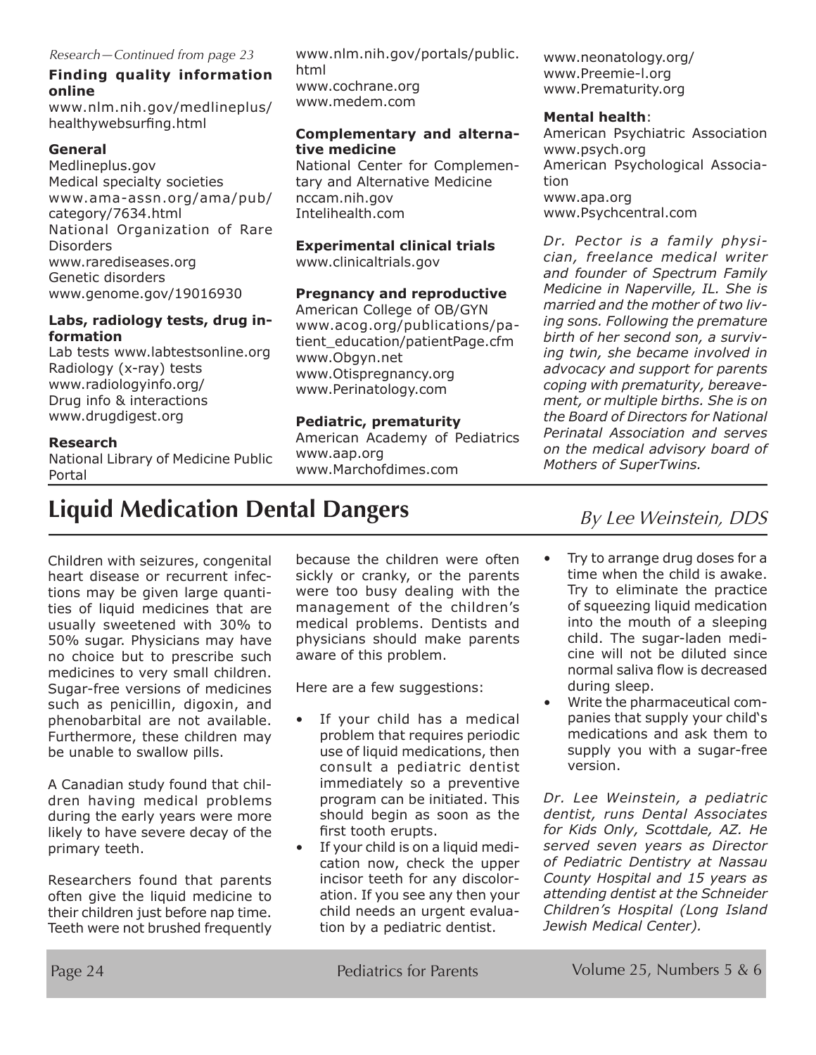*Research—Continued from page 23*

**Finding quality information online**

www.nlm.nih.gov/medlineplus/healthywebsurfing.html

**General**

Medlineplus.gov
Medical specialty societies
www.ama-assn.org/ama/pub/category/7634.html
National Organization of Rare Disorders
www.rarediseases.org
Genetic disorders
www.genome.gov/19016930

**Labs, radiology tests, drug information**

Lab tests www.labtestsonline.org
Radiology (x-ray) tests
www.radiologyinfo.org/
Drug info & interactions
www.drugdigest.org

**Research**

National Library of Medicine Public Portal
www.nlm.nih.gov/portals/public.html
www.cochrane.org
www.medem.com

**Complementary and alternative medicine**

National Center for Complementary and Alternative Medicine
nccam.nih.gov
Intelihealth.com

**Experimental clinical trials**

www.clinicaltrials.gov

**Pregnancy and reproductive**

American College of OB/GYN
www.acog.org/publications/patient_education/patientPage.cfm
www.Obgyn.net
www.Otispregnancy.org
www.Perinatology.com

**Pediatric, prematurity**

American Academy of Pediatrics
www.aap.org
www.Marchofdimes.com
www.neonatology.org/
www.Preemie-l.org
www.Prematurity.org

**Mental health**:

American Psychiatric Association
www.psych.org
American Psychological Association
www.apa.org
www.Psychcentral.com

*Dr. Pector is a family physician, freelance medical writer and founder of Spectrum Family Medicine in Naperville, IL. She is married and the mother of two living sons. Following the premature birth of her second son, a surviving twin, she became involved in advocacy and support for parents coping with prematurity, bereavement, or multiple births. She is on the Board of Directors for National Perinatal Association and serves on the medical advisory board of Mothers of SuperTwins.*

# Liquid Medication Dental Dangers

*By Lee Weinstein, DDS*

Children with seizures, congenital heart disease or recurrent infections may be given large quantities of liquid medicines that are usually sweetened with 30% to 50% sugar. Physicians may have no choice but to prescribe such medicines to very small children. Sugar-free versions of medicines such as penicillin, digoxin, and phenobarbital are not available. Furthermore, these children may be unable to swallow pills.

A Canadian study found that children having medical problems during the early years were more likely to have severe decay of the primary teeth.

Researchers found that parents often give the liquid medicine to their children just before nap time. Teeth were not brushed frequently because the children were often sickly or cranky, or the parents were too busy dealing with the management of the children's medical problems. Dentists and physicians should make parents aware of this problem.

Here are a few suggestions:

- If your child has a medical problem that requires periodic use of liquid medications, then consult a pediatric dentist immediately so a preventive program can be initiated. This should begin as soon as the first tooth erupts.
- If your child is on a liquid medication now, check the upper incisor teeth for any discoloration. If you see any then your child needs an urgent evaluation by a pediatric dentist.
- Try to arrange drug doses for a time when the child is awake. Try to eliminate the practice of squeezing liquid medication into the mouth of a sleeping child. The sugar-laden medicine will not be diluted since normal saliva flow is decreased during sleep.
- Write the pharmaceutical companies that supply your child's medications and ask them to supply you with a sugar-free version.

*Dr. Lee Weinstein, a pediatric dentist, runs Dental Associates for Kids Only, Scottdale, AZ. He served seven years as Director of Pediatric Dentistry at Nassau County Hospital and 15 years as attending dentist at the Schneider Children's Hospital (Long Island Jewish Medical Center).*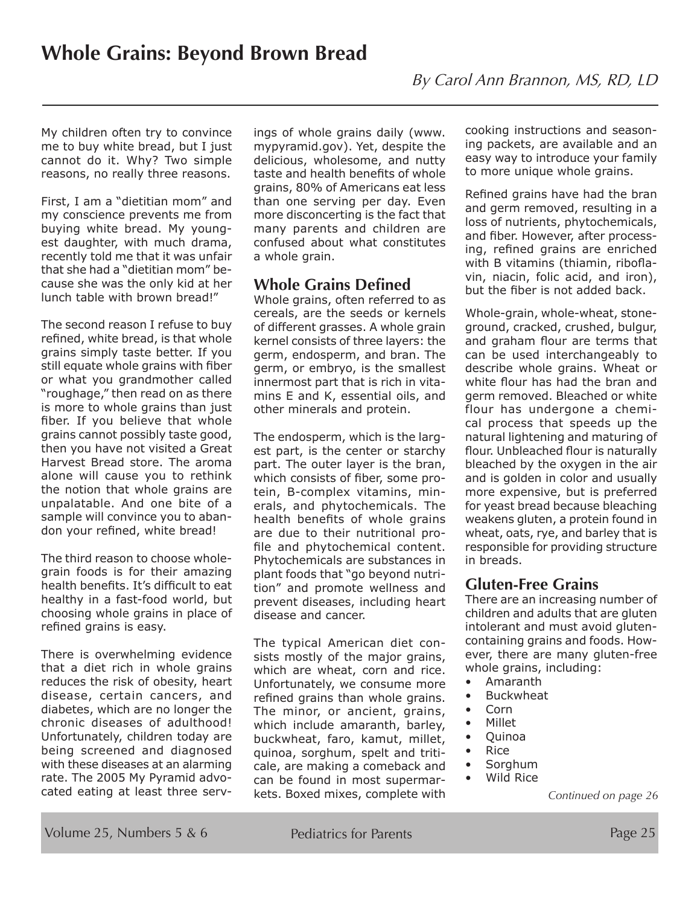# Whole Grains: Beyond Brown Bread

*By Carol Ann Brannon, MS, RD, LD*

My children often try to convince me to buy white bread, but I just cannot do it. Why? Two simple reasons, no really three reasons.

First, I am a "dietitian mom" and my conscience prevents me from buying white bread. My youngest daughter, with much drama, recently told me that it was unfair that she had a "dietitian mom" because she was the only kid at her lunch table with brown bread!"

The second reason I refuse to buy refined, white bread, is that whole grains simply taste better. If you still equate whole grains with fiber or what you grandmother called "roughage," then read on as there is more to whole grains than just fiber. If you believe that whole grains cannot possibly taste good, then you have not visited a Great Harvest Bread store. The aroma alone will cause you to rethink the notion that whole grains are unpalatable. And one bite of a sample will convince you to abandon your refined, white bread!

The third reason to choose whole-grain foods is for their amazing health benefits. It's difficult to eat healthy in a fast-food world, but choosing whole grains in place of refined grains is easy.

There is overwhelming evidence that a diet rich in whole grains reduces the risk of obesity, heart disease, certain cancers, and diabetes, which are no longer the chronic diseases of adulthood! Unfortunately, children today are being screened and diagnosed with these diseases at an alarming rate. The 2005 My Pyramid advocated eating at least three servings of whole grains daily (www.mypyramid.gov). Yet, despite the delicious, wholesome, and nutty taste and health benefits of whole grains, 80% of Americans eat less than one serving per day. Even more disconcerting is the fact that many parents and children are confused about what constitutes a whole grain.

## Whole Grains Defined

Whole grains, often referred to as cereals, are the seeds or kernels of different grasses. A whole grain kernel consists of three layers: the germ, endosperm, and bran. The germ, or embryo, is the smallest innermost part that is rich in vitamins E and K, essential oils, and other minerals and protein.

The endosperm, which is the largest part, is the center or starchy part. The outer layer is the bran, which consists of fiber, some protein, B-complex vitamins, minerals, and phytochemicals. The health benefits of whole grains are due to their nutritional profile and phytochemical content. Phytochemicals are substances in plant foods that "go beyond nutrition" and promote wellness and prevent diseases, including heart disease and cancer.

The typical American diet consists mostly of the major grains, which are wheat, corn and rice. Unfortunately, we consume more refined grains than whole grains. The minor, or ancient, grains, which include amaranth, barley, buckwheat, faro, kamut, millet, quinoa, sorghum, spelt and triticale, are making a comeback and can be found in most supermarkets. Boxed mixes, complete with cooking instructions and seasoning packets, are available and an easy way to introduce your family to more unique whole grains.

Refined grains have had the bran and germ removed, resulting in a loss of nutrients, phytochemicals, and fiber. However, after processing, refined grains are enriched with B vitamins (thiamin, riboflavin, niacin, folic acid, and iron), but the fiber is not added back.

Whole-grain, whole-wheat, stone-ground, cracked, crushed, bulgur, and graham flour are terms that can be used interchangeably to describe whole grains. Wheat or white flour has had the bran and germ removed. Bleached or white flour has undergone a chemical process that speeds up the natural lightening and maturing of flour. Unbleached flour is naturally bleached by the oxygen in the air and is golden in color and usually more expensive, but is preferred for yeast bread because bleaching weakens gluten, a protein found in wheat, oats, rye, and barley that is responsible for providing structure in breads.

## Gluten-Free Grains

There are an increasing number of children and adults that are gluten intolerant and must avoid gluten-containing grains and foods. However, there are many gluten-free whole grains, including:

- Amaranth
- Buckwheat
- Corn
- Millet
- Quinoa
- Rice
- Sorghum
- Wild Rice

*Continued on page 26*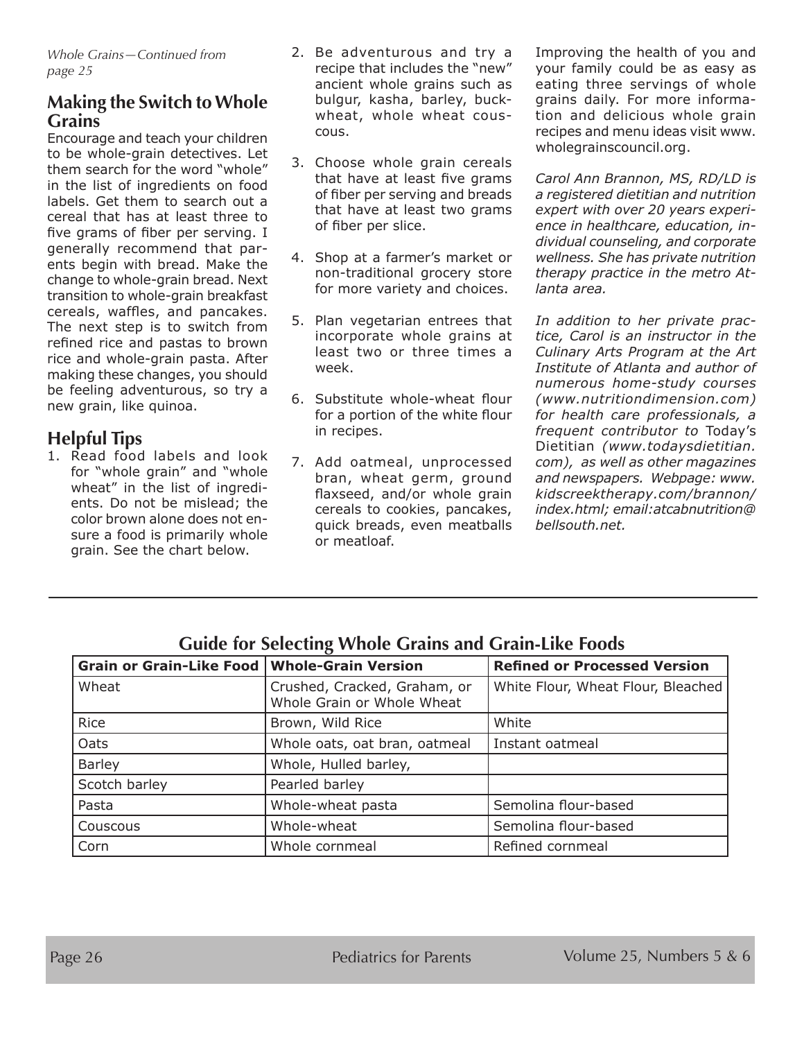*Whole Grains—Continued from page 25*

## Making the Switch to Whole Grains

Encourage and teach your children to be whole-grain detectives. Let them search for the word "whole" in the list of ingredients on food labels. Get them to search out a cereal that has at least three to five grams of fiber per serving. I generally recommend that parents begin with bread. Make the change to whole-grain bread. Next transition to whole-grain breakfast cereals, waffles, and pancakes. The next step is to switch from refined rice and pastas to brown rice and whole-grain pasta. After making these changes, you should be feeling adventurous, so try a new grain, like quinoa.

## Helpful Tips

1. Read food labels and look for "whole grain" and "whole wheat" in the list of ingredients. Do not be mislead; the color brown alone does not ensure a food is primarily whole grain. See the chart below.
2. Be adventurous and try a recipe that includes the "new" ancient whole grains such as bulgur, kasha, barley, buckwheat, whole wheat couscous.
3. Choose whole grain cereals that have at least five grams of fiber per serving and breads that have at least two grams of fiber per slice.
4. Shop at a farmer's market or non-traditional grocery store for more variety and choices.
5. Plan vegetarian entrees that incorporate whole grains at least two or three times a week.
6. Substitute whole-wheat flour for a portion of the white flour in recipes.
7. Add oatmeal, unprocessed bran, wheat germ, ground flaxseed, and/or whole grain cereals to cookies, pancakes, quick breads, even meatballs or meatloaf.

Improving the health of you and your family could be as easy as eating three servings of whole grains daily. For more information and delicious whole grain recipes and menu ideas visit www.wholegrainscouncil.org.

*Carol Ann Brannon, MS, RD/LD is a registered dietitian and nutrition expert with over 20 years experience in healthcare, education, individual counseling, and corporate wellness. She has private nutrition therapy practice in the metro Atlanta area.*

*In addition to her private practice, Carol is an instructor in the Culinary Arts Program at the Art Institute of Atlanta and author of numerous home-study courses (www.nutritiondimension.com) for health care professionals, a frequent contributor to* Today's Dietitian *(www.todaysdietitian.com), as well as other magazines and newspapers. Webpage: www.kidscreektherapy.com/brannon/index.html; email:atcabnutrition@bellsouth.net.*

### Guide for Selecting Whole Grains and Grain-Like Foods

| Grain or Grain-Like Food | Whole-Grain Version | Refined or Processed Version |
|---|---|---|
| Wheat | Crushed, Cracked, Graham, or Whole Grain or Whole Wheat | White Flour, Wheat Flour, Bleached |
| Rice | Brown, Wild Rice | White |
| Oats | Whole oats, oat bran, oatmeal | Instant oatmeal |
| Barley | Whole, Hulled barley, | |
| Scotch barley | Pearled barley | |
| Pasta | Whole-wheat pasta | Semolina flour-based |
| Couscous | Whole-wheat | Semolina flour-based |
| Corn | Whole cornmeal | Refined cornmeal |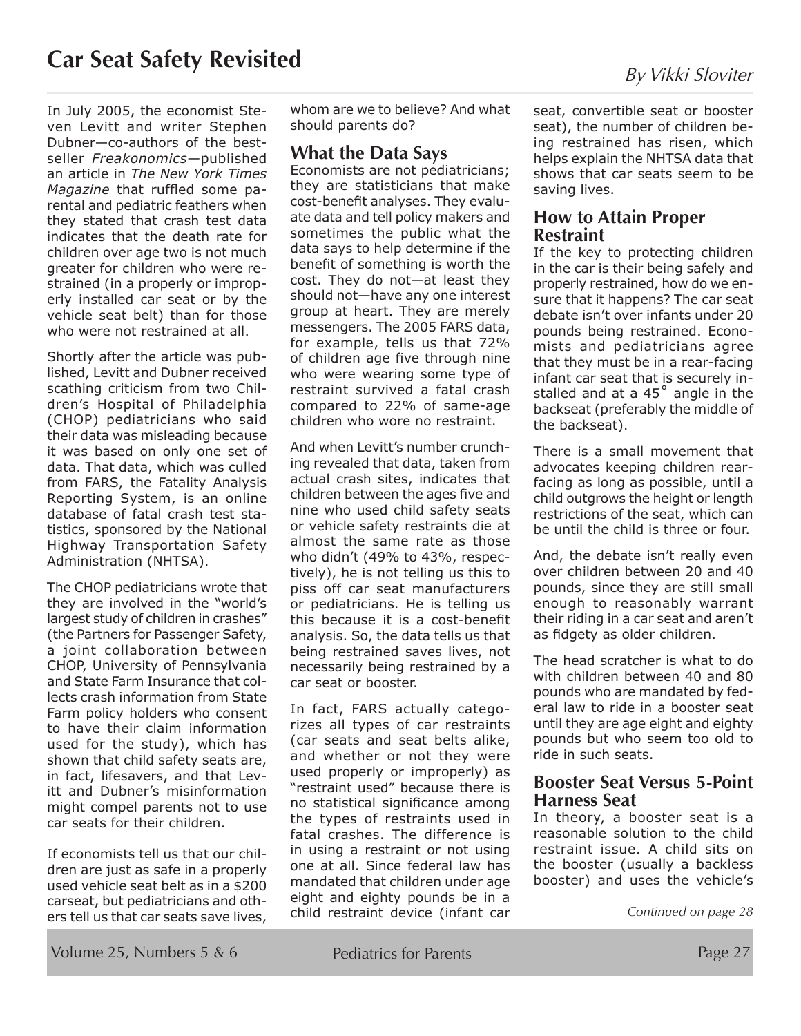# Car Seat Safety Revisited

*By Vikki Sloviter*

In July 2005, the economist Steven Levitt and writer Stephen Dubner—co-authors of the best-seller *Freakonomics*—published an article in *The New York Times Magazine* that ruffled some parental and pediatric feathers when they stated that crash test data indicates that the death rate for children over age two is not much greater for children who were restrained (in a properly or improperly installed car seat or by the vehicle seat belt) than for those who were not restrained at all.

Shortly after the article was published, Levitt and Dubner received scathing criticism from two Children's Hospital of Philadelphia (CHOP) pediatricians who said their data was misleading because it was based on only one set of data. That data, which was culled from FARS, the Fatality Analysis Reporting System, is an online database of fatal crash test statistics, sponsored by the National Highway Transportation Safety Administration (NHTSA).

The CHOP pediatricians wrote that they are involved in the "world's largest study of children in crashes" (the Partners for Passenger Safety, a joint collaboration between CHOP, University of Pennsylvania and State Farm Insurance that collects crash information from State Farm policy holders who consent to have their claim information used for the study), which has shown that child safety seats are, in fact, lifesavers, and that Levitt and Dubner's misinformation might compel parents not to use car seats for their children.

If economists tell us that our children are just as safe in a properly used vehicle seat belt as in a $200 carseat, but pediatricians and others tell us that car seats save lives, whom are we to believe? And what should parents do?

## What the Data Says

Economists are not pediatricians; they are statisticians that make cost-benefit analyses. They evaluate data and tell policy makers and sometimes the public what the data says to help determine if the benefit of something is worth the cost. They do not—at least they should not—have any one interest group at heart. They are merely messengers. The 2005 FARS data, for example, tells us that 72% of children age five through nine who were wearing some type of restraint survived a fatal crash compared to 22% of same-age children who wore no restraint.

And when Levitt's number crunching revealed that data, taken from actual crash sites, indicates that children between the ages five and nine who used child safety seats or vehicle safety restraints die at almost the same rate as those who didn't (49% to 43%, respectively), he is not telling us this to piss off car seat manufacturers or pediatricians. He is telling us this because it is a cost-benefit analysis. So, the data tells us that being restrained saves lives, not necessarily being restrained by a car seat or booster.

In fact, FARS actually categorizes all types of car restraints (car seats and seat belts alike, and whether or not they were used properly or improperly) as "restraint used" because there is no statistical significance among the types of restraints used in fatal crashes. The difference is in using a restraint or not using one at all. Since federal law has mandated that children under age eight and eighty pounds be in a child restraint device (infant car seat, convertible seat or booster seat), the number of children being restrained has risen, which helps explain the NHTSA data that shows that car seats seem to be saving lives.

## How to Attain Proper Restraint

If the key to protecting children in the car is their being safely and properly restrained, how do we ensure that it happens? The car seat debate isn't over infants under 20 pounds being restrained. Economists and pediatricians agree that they must be in a rear-facing infant car seat that is securely installed and at a 45° angle in the backseat (preferably the middle of the backseat).

There is a small movement that advocates keeping children rear-facing as long as possible, until a child outgrows the height or length restrictions of the seat, which can be until the child is three or four.

And, the debate isn't really even over children between 20 and 40 pounds, since they are still small enough to reasonably warrant their riding in a car seat and aren't as fidgety as older children.

The head scratcher is what to do with children between 40 and 80 pounds who are mandated by federal law to ride in a booster seat until they are age eight and eighty pounds but who seem too old to ride in such seats.

## Booster Seat Versus 5-Point Harness Seat

In theory, a booster seat is a reasonable solution to the child restraint issue. A child sits on the booster (usually a backless booster) and uses the vehicle's

*Continued on page 28*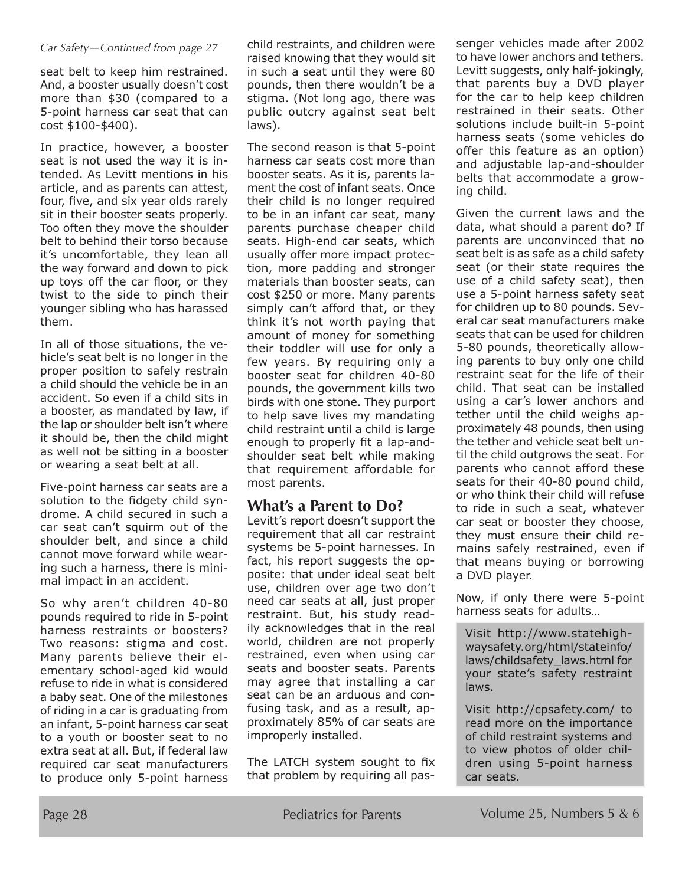*Car Safety—Continued from page 27*

seat belt to keep him restrained. And, a booster usually doesn't cost more than $30 (compared to a 5-point harness car seat that can cost $100-$400).

In practice, however, a booster seat is not used the way it is intended. As Levitt mentions in his article, and as parents can attest, four, five, and six year olds rarely sit in their booster seats properly. Too often they move the shoulder belt to behind their torso because it's uncomfortable, they lean all the way forward and down to pick up toys off the car floor, or they twist to the side to pinch their younger sibling who has harassed them.

In all of those situations, the vehicle's seat belt is no longer in the proper position to safely restrain a child should the vehicle be in an accident. So even if a child sits in a booster, as mandated by law, if the lap or shoulder belt isn't where it should be, then the child might as well not be sitting in a booster or wearing a seat belt at all.

Five-point harness car seats are a solution to the fidgety child syndrome. A child secured in such a car seat can't squirm out of the shoulder belt, and since a child cannot move forward while wearing such a harness, there is minimal impact in an accident.

So why aren't children 40-80 pounds required to ride in 5-point harness restraints or boosters? Two reasons: stigma and cost. Many parents believe their elementary school-aged kid would refuse to ride in what is considered a baby seat. One of the milestones of riding in a car is graduating from an infant, 5-point harness car seat to a youth or booster seat to no extra seat at all. But, if federal law required car seat manufacturers to produce only 5-point harness child restraints, and children were raised knowing that they would sit in such a seat until they were 80 pounds, then there wouldn't be a stigma. (Not long ago, there was public outcry against seat belt laws).

The second reason is that 5-point harness car seats cost more than booster seats. As it is, parents lament the cost of infant seats. Once their child is no longer required to be in an infant car seat, many parents purchase cheaper child seats. High-end car seats, which usually offer more impact protection, more padding and stronger materials than booster seats, can cost $250 or more. Many parents simply can't afford that, or they think it's not worth paying that amount of money for something their toddler will use for only a few years. By requiring only a booster seat for children 40-80 pounds, the government kills two birds with one stone. They purport to help save lives my mandating child restraint until a child is large enough to properly fit a lap-and-shoulder seat belt while making that requirement affordable for most parents.

## What's a Parent to Do?

Levitt's report doesn't support the requirement that all car restraint systems be 5-point harnesses. In fact, his report suggests the opposite: that under ideal seat belt use, children over age two don't need car seats at all, just proper restraint. But, his study readily acknowledges that in the real world, children are not properly restrained, even when using car seats and booster seats. Parents may agree that installing a car seat can be an arduous and confusing task, and as a result, approximately 85% of car seats are improperly installed.

The LATCH system sought to fix that problem by requiring all passenger vehicles made after 2002 to have lower anchors and tethers. Levitt suggests, only half-jokingly, that parents buy a DVD player for the car to help keep children restrained in their seats. Other solutions include built-in 5-point harness seats (some vehicles do offer this feature as an option) and adjustable lap-and-shoulder belts that accommodate a growing child.

Given the current laws and the data, what should a parent do? If parents are unconvinced that no seat belt is as safe as a child safety seat (or their state requires the use of a child safety seat), then use a 5-point harness safety seat for children up to 80 pounds. Several car seat manufacturers make seats that can be used for children 5-80 pounds, theoretically allowing parents to buy only one child restraint seat for the life of their child. That seat can be installed using a car's lower anchors and tether until the child weighs approximately 48 pounds, then using the tether and vehicle seat belt until the child outgrows the seat. For parents who cannot afford these seats for their 40-80 pound child, or who think their child will refuse to ride in such a seat, whatever car seat or booster they choose, they must ensure their child remains safely restrained, even if that means buying or borrowing a DVD player.

Now, if only there were 5-point harness seats for adults…

Visit http://www.statehighwaysafety.org/html/stateinfo/laws/childsafety_laws.html for your state's safety restraint laws.

Visit http://cpsafety.com/ to read more on the importance of child restraint systems and to view photos of older children using 5-point harness car seats.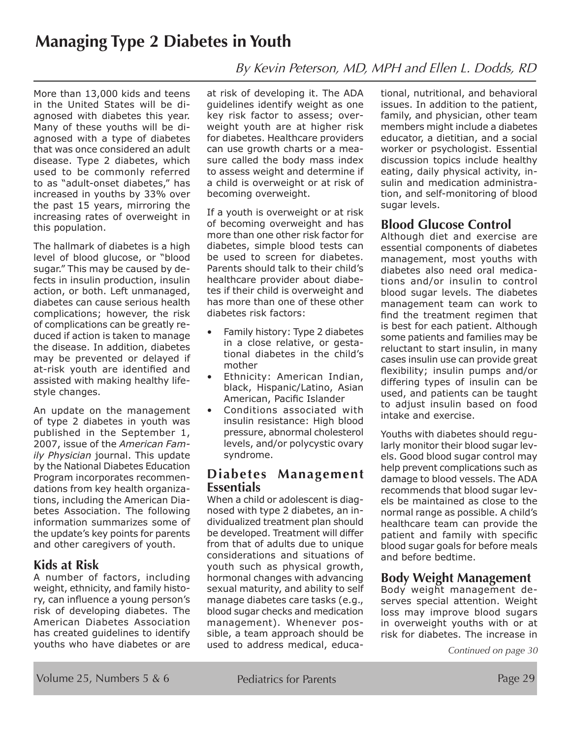# Managing Type 2 Diabetes in Youth

*By Kevin Peterson, MD, MPH and Ellen L. Dodds, RD*

More than 13,000 kids and teens in the United States will be diagnosed with diabetes this year. Many of these youths will be diagnosed with a type of diabetes that was once considered an adult disease. Type 2 diabetes, which used to be commonly referred to as "adult-onset diabetes," has increased in youths by 33% over the past 15 years, mirroring the increasing rates of overweight in this population.

The hallmark of diabetes is a high level of blood glucose, or "blood sugar." This may be caused by defects in insulin production, insulin action, or both. Left unmanaged, diabetes can cause serious health complications; however, the risk of complications can be greatly reduced if action is taken to manage the disease. In addition, diabetes may be prevented or delayed if at-risk youth are identified and assisted with making healthy lifestyle changes.

An update on the management of type 2 diabetes in youth was published in the September 1, 2007, issue of the *American Family Physician* journal. This update by the National Diabetes Education Program incorporates recommendations from key health organizations, including the American Diabetes Association. The following information summarizes some of the update's key points for parents and other caregivers of youth.

## Kids at Risk

A number of factors, including weight, ethnicity, and family history, can influence a young person's risk of developing diabetes. The American Diabetes Association has created guidelines to identify youths who have diabetes or are at risk of developing it. The ADA guidelines identify weight as one key risk factor to assess; overweight youth are at higher risk for diabetes. Healthcare providers can use growth charts or a measure called the body mass index to assess weight and determine if a child is overweight or at risk of becoming overweight.

If a youth is overweight or at risk of becoming overweight and has more than one other risk factor for diabetes, simple blood tests can be used to screen for diabetes. Parents should talk to their child's healthcare provider about diabetes if their child is overweight and has more than one of these other diabetes risk factors:

- Family history: Type 2 diabetes in a close relative, or gestational diabetes in the child's mother
- Ethnicity: American Indian, black, Hispanic/Latino, Asian American, Pacific Islander
- Conditions associated with insulin resistance: High blood pressure, abnormal cholesterol levels, and/or polycystic ovary syndrome.

## Diabetes Management Essentials

When a child or adolescent is diagnosed with type 2 diabetes, an individualized treatment plan should be developed. Treatment will differ from that of adults due to unique considerations and situations of youth such as physical growth, hormonal changes with advancing sexual maturity, and ability to self manage diabetes care tasks (e.g., blood sugar checks and medication management). Whenever possible, a team approach should be used to address medical, educational, nutritional, and behavioral issues. In addition to the patient, family, and physician, other team members might include a diabetes educator, a dietitian, and a social worker or psychologist. Essential discussion topics include healthy eating, daily physical activity, insulin and medication administration, and self-monitoring of blood sugar levels.

## Blood Glucose Control

Although diet and exercise are essential components of diabetes management, most youths with diabetes also need oral medications and/or insulin to control blood sugar levels. The diabetes management team can work to find the treatment regimen that is best for each patient. Although some patients and families may be reluctant to start insulin, in many cases insulin use can provide great flexibility; insulin pumps and/or differing types of insulin can be used, and patients can be taught to adjust insulin based on food intake and exercise.

Youths with diabetes should regularly monitor their blood sugar levels. Good blood sugar control may help prevent complications such as damage to blood vessels. The ADA recommends that blood sugar levels be maintained as close to the normal range as possible. A child's healthcare team can provide the patient and family with specific blood sugar goals for before meals and before bedtime.

## Body Weight Management

Body weight management deserves special attention. Weight loss may improve blood sugars in overweight youths with or at risk for diabetes. The increase in

*Continued on page 30*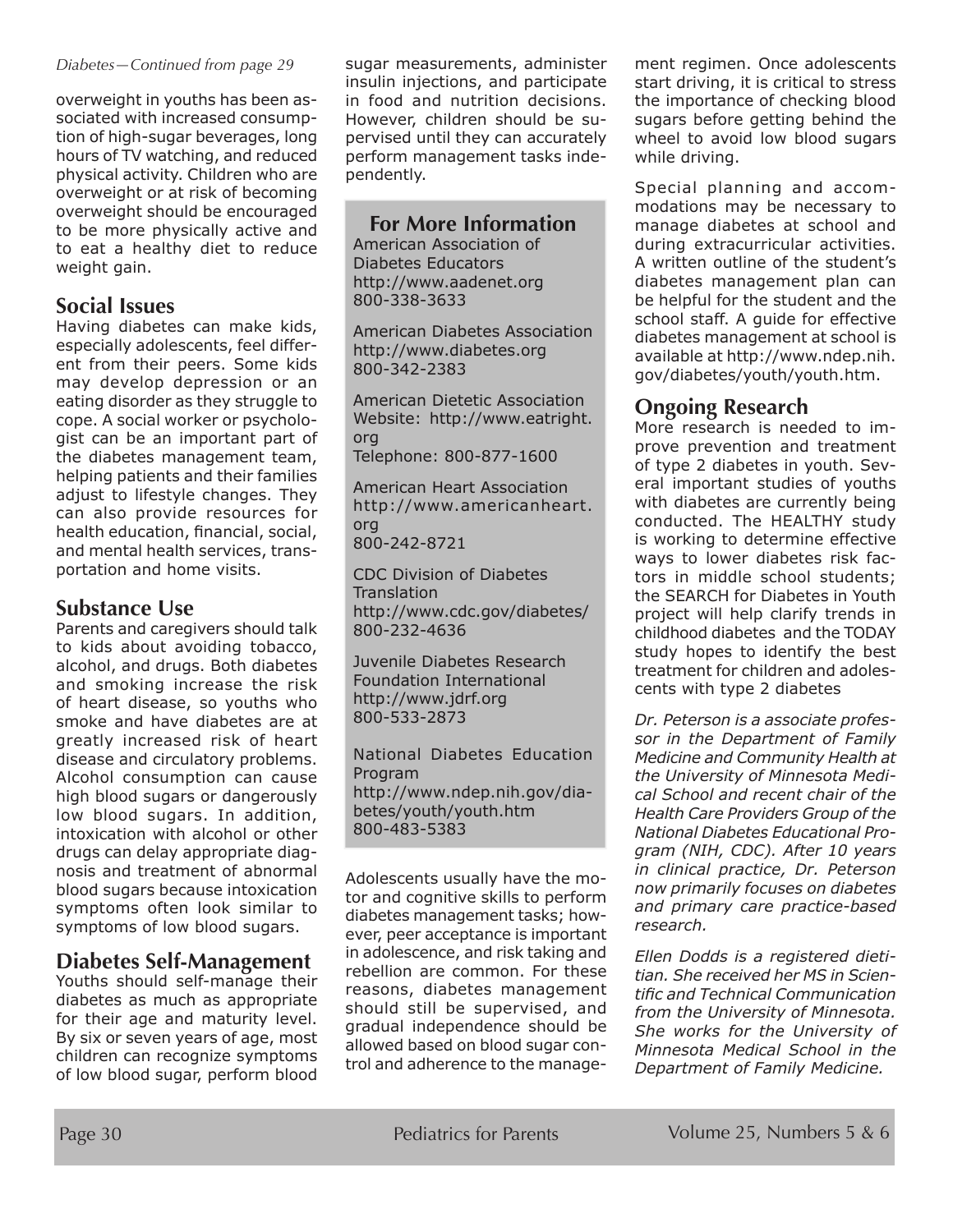*Diabetes—Continued from page 29*

overweight in youths has been associated with increased consumption of high-sugar beverages, long hours of TV watching, and reduced physical activity. Children who are overweight or at risk of becoming overweight should be encouraged to be more physically active and to eat a healthy diet to reduce weight gain.

## Social Issues

Having diabetes can make kids, especially adolescents, feel different from their peers. Some kids may develop depression or an eating disorder as they struggle to cope. A social worker or psychologist can be an important part of the diabetes management team, helping patients and their families adjust to lifestyle changes. They can also provide resources for health education, financial, social, and mental health services, transportation and home visits.

## Substance Use

Parents and caregivers should talk to kids about avoiding tobacco, alcohol, and drugs. Both diabetes and smoking increase the risk of heart disease, so youths who smoke and have diabetes are at greatly increased risk of heart disease and circulatory problems. Alcohol consumption can cause high blood sugars or dangerously low blood sugars. In addition, intoxication with alcohol or other drugs can delay appropriate diagnosis and treatment of abnormal blood sugars because intoxication symptoms often look similar to symptoms of low blood sugars.

## Diabetes Self-Management

Youths should self-manage their diabetes as much as appropriate for their age and maturity level. By six or seven years of age, most children can recognize symptoms of low blood sugar, perform blood sugar measurements, administer insulin injections, and participate in food and nutrition decisions. However, children should be supervised until they can accurately perform management tasks independently.

Adolescents usually have the motor and cognitive skills to perform diabetes management tasks; however, peer acceptance is important in adolescence, and risk taking and rebellion are common. For these reasons, diabetes management should still be supervised, and gradual independence should be allowed based on blood sugar control and adherence to the management regimen. Once adolescents start driving, it is critical to stress the importance of checking blood sugars before getting behind the wheel to avoid low blood sugars while driving.

Special planning and accommodations may be necessary to manage diabetes at school and during extracurricular activities. A written outline of the student's diabetes management plan can be helpful for the student and the school staff. A guide for effective diabetes management at school is available at http://www.ndep.nih.gov/diabetes/youth/youth.htm.

## Ongoing Research

More research is needed to improve prevention and treatment of type 2 diabetes in youth. Several important studies of youths with diabetes are currently being conducted. The HEALTHY study is working to determine effective ways to lower diabetes risk factors in middle school students; the SEARCH for Diabetes in Youth project will help clarify trends in childhood diabetes and the TODAY study hopes to identify the best treatment for children and adolescents with type 2 diabetes

*Dr. Peterson is a associate professor in the Department of Family Medicine and Community Health at the University of Minnesota Medical School and recent chair of the Health Care Providers Group of the National Diabetes Educational Program (NIH, CDC). After 10 years in clinical practice, Dr. Peterson now primarily focuses on diabetes and primary care practice-based research.*

*Ellen Dodds is a registered dietitian. She received her MS in Scientific and Technical Communication from the University of Minnesota. She works for the University of Minnesota Medical School in the Department of Family Medicine.*

## For More Information

American Association of Diabetes Educators
http://www.aadenet.org
800-338-3633

American Diabetes Association
http://www.diabetes.org
800-342-2383

American Dietetic Association
Website: http://www.eatright.org
Telephone: 800-877-1600

American Heart Association
http://www.americanheart.org
800-242-8721

CDC Division of Diabetes Translation
http://www.cdc.gov/diabetes/
800-232-4636

Juvenile Diabetes Research Foundation International
http://www.jdrf.org
800-533-2873

National Diabetes Education Program
http://www.ndep.nih.gov/diabetes/youth/youth.htm
800-483-5383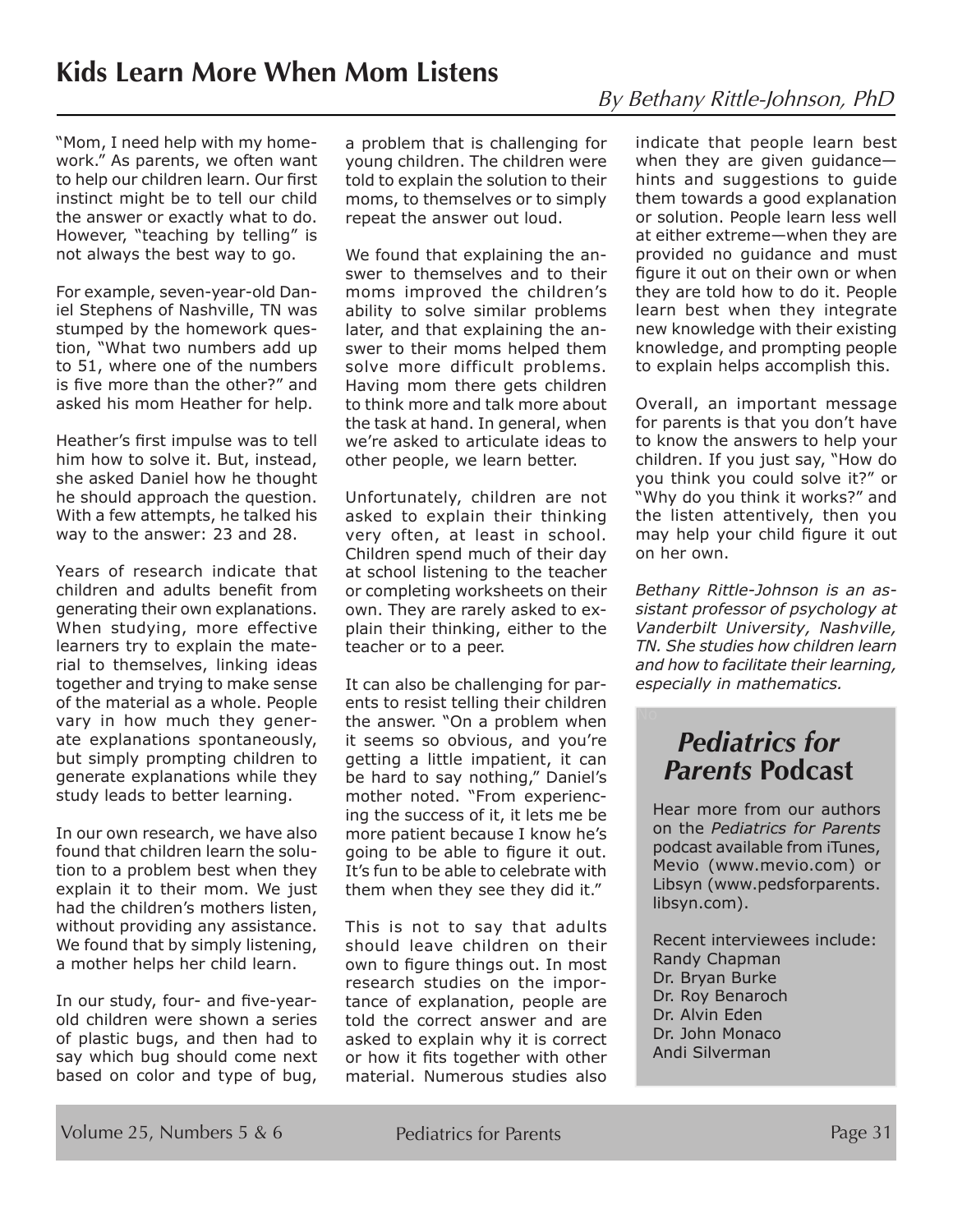# Kids Learn More When Mom Listens

*By Bethany Rittle-Johnson, PhD*

"Mom, I need help with my homework." As parents, we often want to help our children learn. Our first instinct might be to tell our child the answer or exactly what to do. However, "teaching by telling" is not always the best way to go.

For example, seven-year-old Daniel Stephens of Nashville, TN was stumped by the homework question, "What two numbers add up to 51, where one of the numbers is five more than the other?" and asked his mom Heather for help.

Heather's first impulse was to tell him how to solve it. But, instead, she asked Daniel how he thought he should approach the question. With a few attempts, he talked his way to the answer: 23 and 28.

Years of research indicate that children and adults benefit from generating their own explanations. When studying, more effective learners try to explain the material to themselves, linking ideas together and trying to make sense of the material as a whole. People vary in how much they generate explanations spontaneously, but simply prompting children to generate explanations while they study leads to better learning.

In our own research, we have also found that children learn the solution to a problem best when they explain it to their mom. We just had the children's mothers listen, without providing any assistance. We found that by simply listening, a mother helps her child learn.

In our study, four- and five-year-old children were shown a series of plastic bugs, and then had to say which bug should come next based on color and type of bug, a problem that is challenging for young children. The children were told to explain the solution to their moms, to themselves or to simply repeat the answer out loud.

We found that explaining the answer to themselves and to their moms improved the children's ability to solve similar problems later, and that explaining the answer to their moms helped them solve more difficult problems. Having mom there gets children to think more and talk more about the task at hand. In general, when we're asked to articulate ideas to other people, we learn better.

Unfortunately, children are not asked to explain their thinking very often, at least in school. Children spend much of their day at school listening to the teacher or completing worksheets on their own. They are rarely asked to explain their thinking, either to the teacher or to a peer.

It can also be challenging for parents to resist telling their children the answer. "On a problem when it seems so obvious, and you're getting a little impatient, it can be hard to say nothing," Daniel's mother noted. "From experiencing the success of it, it lets me be more patient because I know he's going to be able to figure it out. It's fun to be able to celebrate with them when they see they did it."

This is not to say that adults should leave children on their own to figure things out. In most research studies on the importance of explanation, people are told the correct answer and are asked to explain why it is correct or how it fits together with other material. Numerous studies also indicate that people learn best when they are given guidance—hints and suggestions to guide them towards a good explanation or solution. People learn less well at either extreme—when they are provided no guidance and must figure it out on their own or when they are told how to do it. People learn best when they integrate new knowledge with their existing knowledge, and prompting people to explain helps accomplish this.

Overall, an important message for parents is that you don't have to know the answers to help your children. If you just say, "How do you think you could solve it?" or "Why do you think it works?" and the listen attentively, then you may help your child figure it out on her own.

*Bethany Rittle-Johnson is an assistant professor of psychology at Vanderbilt University, Nashville, TN. She studies how children learn and how to facilitate their learning, especially in mathematics.*

## *Pediatrics for Parents* Podcast

Hear more from our authors on the *Pediatrics for Parents* podcast available from iTunes, Mevio (www.mevio.com) or Libsyn (www.pedsforparents.libsyn.com).

Recent interviewees include:
Randy Chapman
Dr. Bryan Burke
Dr. Roy Benaroch
Dr. Alvin Eden
Dr. John Monaco
Andi Silverman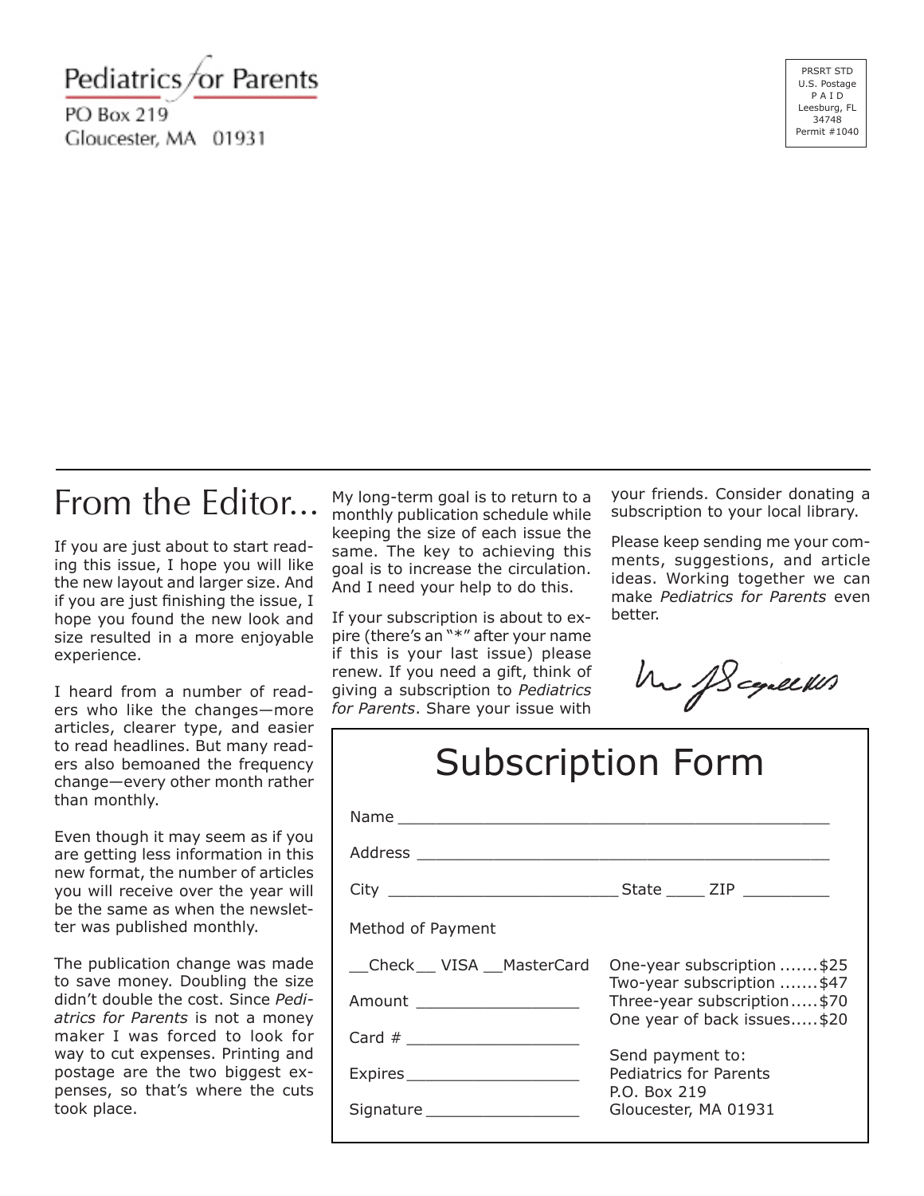Pediatrics *for* Parents

PO Box 219
Gloucester, MA 01931

PRSRT STD
U.S. Postage
P A I D
Leesburg, FL
34748
Permit #1040

# From the Editor...

If you are just about to start reading this issue, I hope you will like the new layout and larger size. And if you are just finishing the issue, I hope you found the new look and size resulted in a more enjoyable experience.

I heard from a number of readers who like the changes—more articles, clearer type, and easier to read headlines. But many readers also bemoaned the frequency change—every other month rather than monthly.

Even though it may seem as if you are getting less information in this new format, the number of articles you will receive over the year will be the same as when the newsletter was published monthly.

The publication change was made to save money. Doubling the size didn't double the cost. Since *Pediatrics for Parents* is not a money maker I was forced to look for way to cut expenses. Printing and postage are the two biggest expenses, so that's where the cuts took place.

My long-term goal is to return to a monthly publication schedule while keeping the size of each issue the same. The key to achieving this goal is to increase the circulation. And I need your help to do this.

If your subscription is about to expire (there's an "*" after your name if this is your last issue) please renew. If you need a gift, think of giving a subscription to *Pediatrics for Parents*. Share your issue with your friends. Consider donating a subscription to your local library.

Please keep sending me your comments, suggestions, and article ideas. Working together we can make *Pediatrics for Parents* even better.

## Subscription Form

Name ______________________________________________

Address ____________________________________________

City ________________________ State ____ ZIP _________

Method of Payment

__Check __ VISA __MasterCard

Amount _________________

Card # __________________

Expires __________________

Signature ________________

One-year subscription .......$25
Two-year subscription .......$47
Three-year subscription.....$70
One year of back issues.....$20

Send payment to:
Pediatrics for Parents
P.O. Box 219
Gloucester, MA 01931